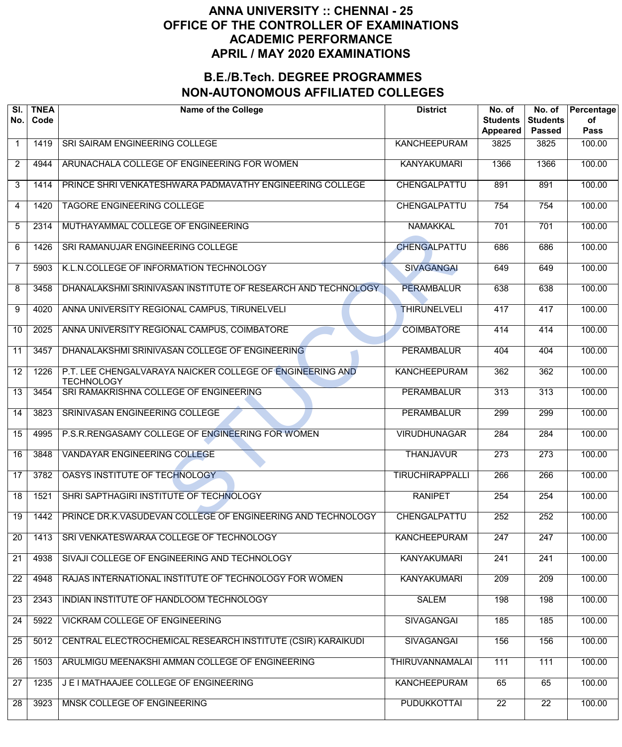# ANNA UNIVERSITY :: CHENNAI - 25
# OFFICE OF THE CONTROLLER OF EXAMINATIONS
# ACADEMIC PERFORMANCE
# APRIL / MAY 2020 EXAMINATIONS

## B.E./B.Tech. DEGREE PROGRAMMES
## NON-AUTONOMOUS AFFILIATED COLLEGES

| Sl. No. | TNEA Code | Name of the College | District | No. of Students Appeared | No. of Students Passed | Percentage of Pass |
|---|---|---|---|---|---|---|
| 1 | 1419 | SRI SAIRAM ENGINEERING COLLEGE | KANCHEEPURAM | 3825 | 3825 | 100.00 |
| 2 | 4944 | ARUNACHALA COLLEGE OF ENGINEERING FOR WOMEN | KANYAKUMARI | 1366 | 1366 | 100.00 |
| 3 | 1414 | PRINCE SHRI VENKATESHWARA PADMAVATHY ENGINEERING COLLEGE | CHENGALPATTU | 891 | 891 | 100.00 |
| 4 | 1420 | TAGORE ENGINEERING COLLEGE | CHENGALPATTU | 754 | 754 | 100.00 |
| 5 | 2314 | MUTHAYAMMAL COLLEGE OF ENGINEERING | NAMAKKAL | 701 | 701 | 100.00 |
| 6 | 1426 | SRI RAMANUJAR ENGINEERING COLLEGE | CHENGALPATTU | 686 | 686 | 100.00 |
| 7 | 5903 | K.L.N.COLLEGE OF INFORMATION TECHNOLOGY | SIVAGANGAI | 649 | 649 | 100.00 |
| 8 | 3458 | DHANALAKSHMI SRINIVASAN INSTITUTE OF RESEARCH AND TECHNOLOGY | PERAMBALUR | 638 | 638 | 100.00 |
| 9 | 4020 | ANNA UNIVERSITY REGIONAL CAMPUS, TIRUNELVELI | THIRUNELVELI | 417 | 417 | 100.00 |
| 10 | 2025 | ANNA UNIVERSITY REGIONAL CAMPUS, COIMBATORE | COIMBATORE | 414 | 414 | 100.00 |
| 11 | 3457 | DHANALAKSHMI SRINIVASAN COLLEGE OF ENGINEERING | PERAMBALUR | 404 | 404 | 100.00 |
| 12 | 1226 | P.T. LEE CHENGALVARAYA NAICKER COLLEGE OF ENGINEERING AND TECHNOLOGY | KANCHEEPURAM | 362 | 362 | 100.00 |
| 13 | 3454 | SRI RAMAKRISHNA COLLEGE OF ENGINEERING | PERAMBALUR | 313 | 313 | 100.00 |
| 14 | 3823 | SRINIVASAN ENGINEERING COLLEGE | PERAMBALUR | 299 | 299 | 100.00 |
| 15 | 4995 | P.S.R.RENGASAMY COLLEGE OF ENGINEERING FOR WOMEN | VIRUDHUNAGAR | 284 | 284 | 100.00 |
| 16 | 3848 | VANDAYAR ENGINEERING COLLEGE | THANJAVUR | 273 | 273 | 100.00 |
| 17 | 3782 | OASYS INSTITUTE OF TECHNOLOGY | TIRUCHIRAPPALLI | 266 | 266 | 100.00 |
| 18 | 1521 | SHRI SAPTHAGIRI INSTITUTE OF TECHNOLOGY | RANIPET | 254 | 254 | 100.00 |
| 19 | 1442 | PRINCE DR.K.VASUDEVAN COLLEGE OF ENGINEERING AND TECHNOLOGY | CHENGALPATTU | 252 | 252 | 100.00 |
| 20 | 1413 | SRI VENKATESWARAA COLLEGE OF TECHNOLOGY | KANCHEEPURAM | 247 | 247 | 100.00 |
| 21 | 4938 | SIVAJI COLLEGE OF ENGINEERING AND TECHNOLOGY | KANYAKUMARI | 241 | 241 | 100.00 |
| 22 | 4948 | RAJAS INTERNATIONAL INSTITUTE OF TECHNOLOGY FOR WOMEN | KANYAKUMARI | 209 | 209 | 100.00 |
| 23 | 2343 | INDIAN INSTITUTE OF HANDLOOM TECHNOLOGY | SALEM | 198 | 198 | 100.00 |
| 24 | 5922 | VICKRAM COLLEGE OF ENGINEERING | SIVAGANGAI | 185 | 185 | 100.00 |
| 25 | 5012 | CENTRAL ELECTROCHEMICAL RESEARCH INSTITUTE (CSIR) KARAIKUDI | SIVAGANGAI | 156 | 156 | 100.00 |
| 26 | 1503 | ARULMIGU MEENAKSHI AMMAN COLLEGE OF ENGINEERING | THIRUVANNAMALAI | 111 | 111 | 100.00 |
| 27 | 1235 | J E I MATHAAJEE COLLEGE OF ENGINEERING | KANCHEEPURAM | 65 | 65 | 100.00 |
| 28 | 3923 | MNSK COLLEGE OF ENGINEERING | PUDUKKOTTAI | 22 | 22 | 100.00 |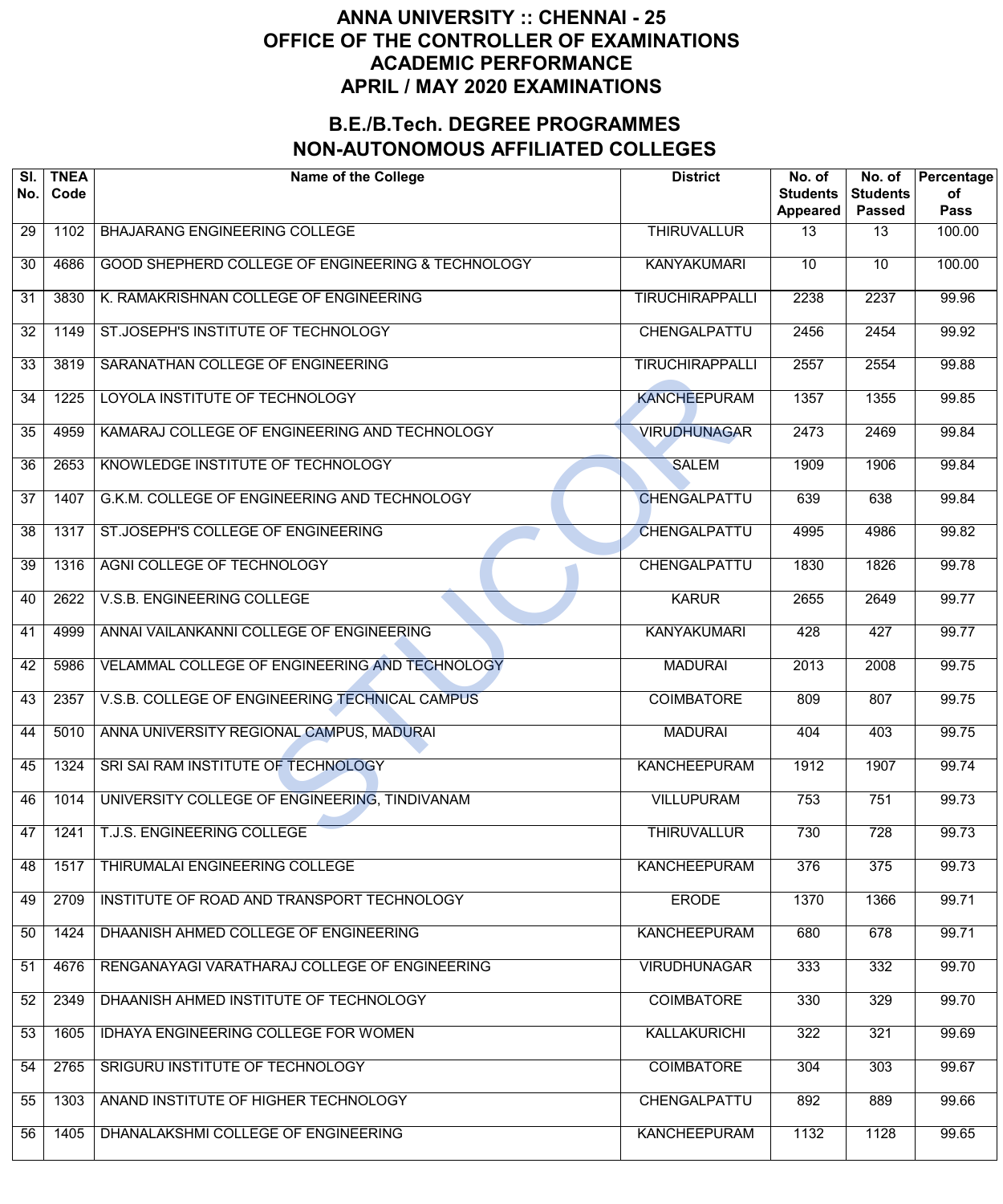# ANNA UNIVERSITY :: CHENNAI - 25
# OFFICE OF THE CONTROLLER OF EXAMINATIONS
# ACADEMIC PERFORMANCE
# APRIL / MAY 2020 EXAMINATIONS

## B.E./B.Tech. DEGREE PROGRAMMES
## NON-AUTONOMOUS AFFILIATED COLLEGES

| Sl. No. | TNEA Code | Name of the College | District | No. of Students Appeared | No. of Students Passed | Percentage of Pass |
|---|---|---|---|---|---|---|
| 29 | 1102 | BHAJARANG ENGINEERING COLLEGE | THIRUVALLUR | 13 | 13 | 100.00 |
| 30 | 4686 | GOOD SHEPHERD COLLEGE OF ENGINEERING & TECHNOLOGY | KANYAKUMARI | 10 | 10 | 100.00 |
| 31 | 3830 | K. RAMAKRISHNAN COLLEGE OF ENGINEERING | TIRUCHIRAPPALLI | 2238 | 2237 | 99.96 |
| 32 | 1149 | ST.JOSEPH'S INSTITUTE OF TECHNOLOGY | CHENGALPATTU | 2456 | 2454 | 99.92 |
| 33 | 3819 | SARANATHAN COLLEGE OF ENGINEERING | TIRUCHIRAPPALLI | 2557 | 2554 | 99.88 |
| 34 | 1225 | LOYOLA INSTITUTE OF TECHNOLOGY | KANCHEEPURAM | 1357 | 1355 | 99.85 |
| 35 | 4959 | KAMARAJ COLLEGE OF ENGINEERING AND TECHNOLOGY | VIRUDHUNAGAR | 2473 | 2469 | 99.84 |
| 36 | 2653 | KNOWLEDGE INSTITUTE OF TECHNOLOGY | SALEM | 1909 | 1906 | 99.84 |
| 37 | 1407 | G.K.M. COLLEGE OF ENGINEERING AND TECHNOLOGY | CHENGALPATTU | 639 | 638 | 99.84 |
| 38 | 1317 | ST.JOSEPH'S COLLEGE OF ENGINEERING | CHENGALPATTU | 4995 | 4986 | 99.82 |
| 39 | 1316 | AGNI COLLEGE OF TECHNOLOGY | CHENGALPATTU | 1830 | 1826 | 99.78 |
| 40 | 2622 | V.S.B. ENGINEERING COLLEGE | KARUR | 2655 | 2649 | 99.77 |
| 41 | 4999 | ANNAI VAILANKANNI COLLEGE OF ENGINEERING | KANYAKUMARI | 428 | 427 | 99.77 |
| 42 | 5986 | VELAMMAL COLLEGE OF ENGINEERING AND TECHNOLOGY | MADURAI | 2013 | 2008 | 99.75 |
| 43 | 2357 | V.S.B. COLLEGE OF ENGINEERING TECHNICAL CAMPUS | COIMBATORE | 809 | 807 | 99.75 |
| 44 | 5010 | ANNA UNIVERSITY REGIONAL CAMPUS, MADURAI | MADURAI | 404 | 403 | 99.75 |
| 45 | 1324 | SRI SAI RAM INSTITUTE OF TECHNOLOGY | KANCHEEPURAM | 1912 | 1907 | 99.74 |
| 46 | 1014 | UNIVERSITY COLLEGE OF ENGINEERING, TINDIVANAM | VILLUPURAM | 753 | 751 | 99.73 |
| 47 | 1241 | T.J.S. ENGINEERING COLLEGE | THIRUVALLUR | 730 | 728 | 99.73 |
| 48 | 1517 | THIRUMALAI ENGINEERING COLLEGE | KANCHEEPURAM | 376 | 375 | 99.73 |
| 49 | 2709 | INSTITUTE OF ROAD AND TRANSPORT TECHNOLOGY | ERODE | 1370 | 1366 | 99.71 |
| 50 | 1424 | DHAANISH AHMED COLLEGE OF ENGINEERING | KANCHEEPURAM | 680 | 678 | 99.71 |
| 51 | 4676 | RENGANAYAGI VARATHARAJ COLLEGE OF ENGINEERING | VIRUDHUNAGAR | 333 | 332 | 99.70 |
| 52 | 2349 | DHAANISH AHMED INSTITUTE OF TECHNOLOGY | COIMBATORE | 330 | 329 | 99.70 |
| 53 | 1605 | IDHAYA ENGINEERING COLLEGE FOR WOMEN | KALLAKURICHI | 322 | 321 | 99.69 |
| 54 | 2765 | SRIGURU INSTITUTE OF TECHNOLOGY | COIMBATORE | 304 | 303 | 99.67 |
| 55 | 1303 | ANAND INSTITUTE OF HIGHER TECHNOLOGY | CHENGALPATTU | 892 | 889 | 99.66 |
| 56 | 1405 | DHANALAKSHMI COLLEGE OF ENGINEERING | KANCHEEPURAM | 1132 | 1128 | 99.65 |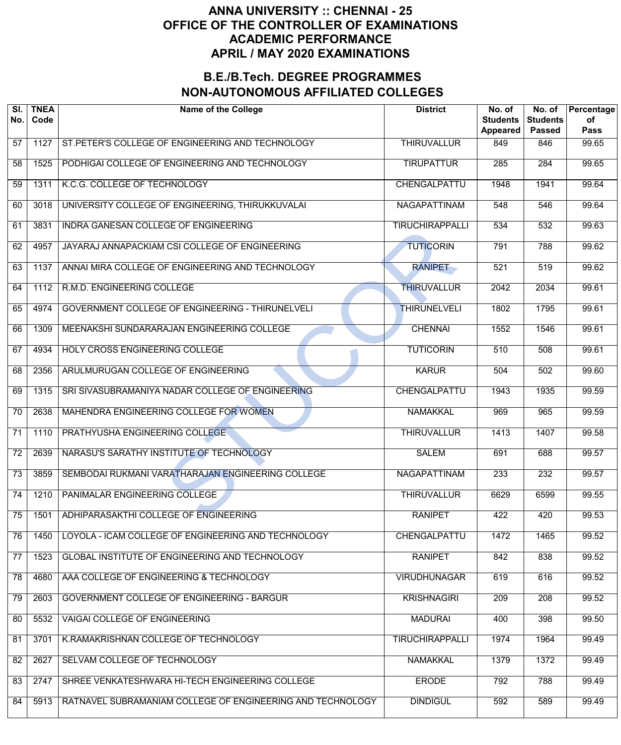# ANNA UNIVERSITY :: CHENNAI - 25
# OFFICE OF THE CONTROLLER OF EXAMINATIONS
# ACADEMIC PERFORMANCE
# APRIL / MAY 2020 EXAMINATIONS

## B.E./B.Tech. DEGREE PROGRAMMES
## NON-AUTONOMOUS AFFILIATED COLLEGES

| Sl. No. | TNEA Code | Name of the College | District | No. of Students Appeared | No. of Students Passed | Percentage of Pass |
|---|---|---|---|---|---|---|
| 57 | 1127 | ST.PETER'S COLLEGE OF ENGINEERING AND TECHNOLOGY | THIRUVALLUR | 849 | 846 | 99.65 |
| 58 | 1525 | PODHIGAI COLLEGE OF ENGINEERING AND TECHNOLOGY | TIRUPATTUR | 285 | 284 | 99.65 |
| 59 | 1311 | K.C.G. COLLEGE OF TECHNOLOGY | CHENGALPATTU | 1948 | 1941 | 99.64 |
| 60 | 3018 | UNIVERSITY COLLEGE OF ENGINEERING, THIRUKKUVALAI | NAGAPATTINAM | 548 | 546 | 99.64 |
| 61 | 3831 | INDRA GANESAN COLLEGE OF ENGINEERING | TIRUCHIRAPPALLI | 534 | 532 | 99.63 |
| 62 | 4957 | JAYARAJ ANNAPACKIAM CSI COLLEGE OF ENGINEERING | TUTICORIN | 791 | 788 | 99.62 |
| 63 | 1137 | ANNAI MIRA COLLEGE OF ENGINEERING AND TECHNOLOGY | RANIPET | 521 | 519 | 99.62 |
| 64 | 1112 | R.M.D. ENGINEERING COLLEGE | THIRUVALLUR | 2042 | 2034 | 99.61 |
| 65 | 4974 | GOVERNMENT COLLEGE OF ENGINEERING - THIRUNELVELI | THIRUNELVELI | 1802 | 1795 | 99.61 |
| 66 | 1309 | MEENAKSHI SUNDARARAJAN ENGINEERING COLLEGE | CHENNAI | 1552 | 1546 | 99.61 |
| 67 | 4934 | HOLY CROSS ENGINEERING COLLEGE | TUTICORIN | 510 | 508 | 99.61 |
| 68 | 2356 | ARULMURUGAN COLLEGE OF ENGINEERING | KARUR | 504 | 502 | 99.60 |
| 69 | 1315 | SRI SIVASUBRAMANIYA NADAR COLLEGE OF ENGINEERING | CHENGALPATTU | 1943 | 1935 | 99.59 |
| 70 | 2638 | MAHENDRA ENGINEERING COLLEGE FOR WOMEN | NAMAKKAL | 969 | 965 | 99.59 |
| 71 | 1110 | PRATHYUSHA ENGINEERING COLLEGE | THIRUVALLUR | 1413 | 1407 | 99.58 |
| 72 | 2639 | NARASU'S SARATHY INSTITUTE OF TECHNOLOGY | SALEM | 691 | 688 | 99.57 |
| 73 | 3859 | SEMBODAI RUKMANI VARATHARAJAN ENGINEERING COLLEGE | NAGAPATTINAM | 233 | 232 | 99.57 |
| 74 | 1210 | PANIMALAR ENGINEERING COLLEGE | THIRUVALLUR | 6629 | 6599 | 99.55 |
| 75 | 1501 | ADHIPARASAKTHI COLLEGE OF ENGINEERING | RANIPET | 422 | 420 | 99.53 |
| 76 | 1450 | LOYOLA - ICAM COLLEGE OF ENGINEERING AND TECHNOLOGY | CHENGALPATTU | 1472 | 1465 | 99.52 |
| 77 | 1523 | GLOBAL INSTITUTE OF ENGINEERING AND TECHNOLOGY | RANIPET | 842 | 838 | 99.52 |
| 78 | 4680 | AAA COLLEGE OF ENGINEERING & TECHNOLOGY | VIRUDHUNAGAR | 619 | 616 | 99.52 |
| 79 | 2603 | GOVERNMENT COLLEGE OF ENGINEERING - BARGUR | KRISHNAGIRI | 209 | 208 | 99.52 |
| 80 | 5532 | VAIGAI COLLEGE OF ENGINEERING | MADURAI | 400 | 398 | 99.50 |
| 81 | 3701 | K.RAMAKRISHNAN COLLEGE OF TECHNOLOGY | TIRUCHIRAPPALLI | 1974 | 1964 | 99.49 |
| 82 | 2627 | SELVAM COLLEGE OF TECHNOLOGY | NAMAKKAL | 1379 | 1372 | 99.49 |
| 83 | 2747 | SHREE VENKATESHWARA HI-TECH ENGINEERING COLLEGE | ERODE | 792 | 788 | 99.49 |
| 84 | 5913 | RATNAVEL SUBRAMANIAM COLLEGE OF ENGINEERING AND TECHNOLOGY | DINDIGUL | 592 | 589 | 99.49 |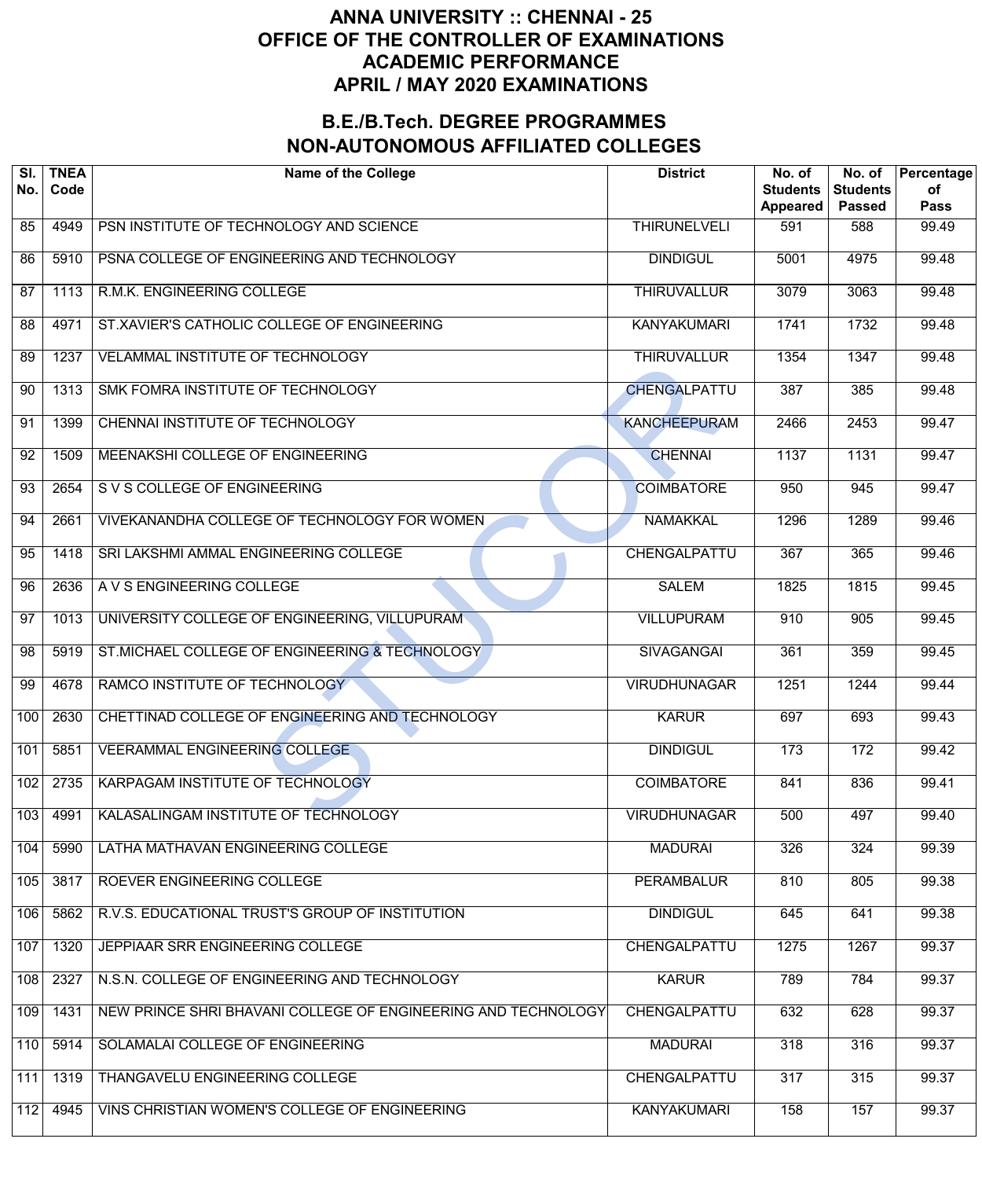# ANNA UNIVERSITY :: CHENNAI - 25
# OFFICE OF THE CONTROLLER OF EXAMINATIONS
# ACADEMIC PERFORMANCE
# APRIL / MAY 2020 EXAMINATIONS

## B.E./B.Tech. DEGREE PROGRAMMES
## NON-AUTONOMOUS AFFILIATED COLLEGES

| Sl. No. | TNEA Code | Name of the College | District | No. of Students Appeared | No. of Students Passed | Percentage of Pass |
|---|---|---|---|---|---|---|
| 85 | 4949 | PSN INSTITUTE OF TECHNOLOGY AND SCIENCE | THIRUNELVELI | 591 | 588 | 99.49 |
| 86 | 5910 | PSNA COLLEGE OF ENGINEERING AND TECHNOLOGY | DINDIGUL | 5001 | 4975 | 99.48 |
| 87 | 1113 | R.M.K. ENGINEERING COLLEGE | THIRUVALLUR | 3079 | 3063 | 99.48 |
| 88 | 4971 | ST.XAVIER'S CATHOLIC COLLEGE OF ENGINEERING | KANYAKUMARI | 1741 | 1732 | 99.48 |
| 89 | 1237 | VELAMMAL INSTITUTE OF TECHNOLOGY | THIRUVALLUR | 1354 | 1347 | 99.48 |
| 90 | 1313 | SMK FOMRA INSTITUTE OF TECHNOLOGY | CHENGALPATTU | 387 | 385 | 99.48 |
| 91 | 1399 | CHENNAI INSTITUTE OF TECHNOLOGY | KANCHEEPURAM | 2466 | 2453 | 99.47 |
| 92 | 1509 | MEENAKSHI COLLEGE OF ENGINEERING | CHENNAI | 1137 | 1131 | 99.47 |
| 93 | 2654 | S V S COLLEGE OF ENGINEERING | COIMBATORE | 950 | 945 | 99.47 |
| 94 | 2661 | VIVEKANANDHA COLLEGE OF TECHNOLOGY FOR WOMEN | NAMAKKAL | 1296 | 1289 | 99.46 |
| 95 | 1418 | SRI LAKSHMI AMMAL ENGINEERING COLLEGE | CHENGALPATTU | 367 | 365 | 99.46 |
| 96 | 2636 | A V S ENGINEERING COLLEGE | SALEM | 1825 | 1815 | 99.45 |
| 97 | 1013 | UNIVERSITY COLLEGE OF ENGINEERING, VILLUPURAM | VILLUPURAM | 910 | 905 | 99.45 |
| 98 | 5919 | ST.MICHAEL COLLEGE OF ENGINEERING & TECHNOLOGY | SIVAGANGAI | 361 | 359 | 99.45 |
| 99 | 4678 | RAMCO INSTITUTE OF TECHNOLOGY | VIRUDHUNAGAR | 1251 | 1244 | 99.44 |
| 100 | 2630 | CHETTINAD COLLEGE OF ENGINEERING AND TECHNOLOGY | KARUR | 697 | 693 | 99.43 |
| 101 | 5851 | VEERAMMAL ENGINEERING COLLEGE | DINDIGUL | 173 | 172 | 99.42 |
| 102 | 2735 | KARPAGAM INSTITUTE OF TECHNOLOGY | COIMBATORE | 841 | 836 | 99.41 |
| 103 | 4991 | KALASALINGAM INSTITUTE OF TECHNOLOGY | VIRUDHUNAGAR | 500 | 497 | 99.40 |
| 104 | 5990 | LATHA MATHAVAN ENGINEERING COLLEGE | MADURAI | 326 | 324 | 99.39 |
| 105 | 3817 | ROEVER ENGINEERING COLLEGE | PERAMBALUR | 810 | 805 | 99.38 |
| 106 | 5862 | R.V.S. EDUCATIONAL TRUST'S GROUP OF INSTITUTION | DINDIGUL | 645 | 641 | 99.38 |
| 107 | 1320 | JEPPIAAR SRR ENGINEERING COLLEGE | CHENGALPATTU | 1275 | 1267 | 99.37 |
| 108 | 2327 | N.S.N. COLLEGE OF ENGINEERING AND TECHNOLOGY | KARUR | 789 | 784 | 99.37 |
| 109 | 1431 | NEW PRINCE SHRI BHAVANI COLLEGE OF ENGINEERING AND TECHNOLOGY | CHENGALPATTU | 632 | 628 | 99.37 |
| 110 | 5914 | SOLAMALAI COLLEGE OF ENGINEERING | MADURAI | 318 | 316 | 99.37 |
| 111 | 1319 | THANGAVELU ENGINEERING COLLEGE | CHENGALPATTU | 317 | 315 | 99.37 |
| 112 | 4945 | VINS CHRISTIAN WOMEN'S COLLEGE OF ENGINEERING | KANYAKUMARI | 158 | 157 | 99.37 |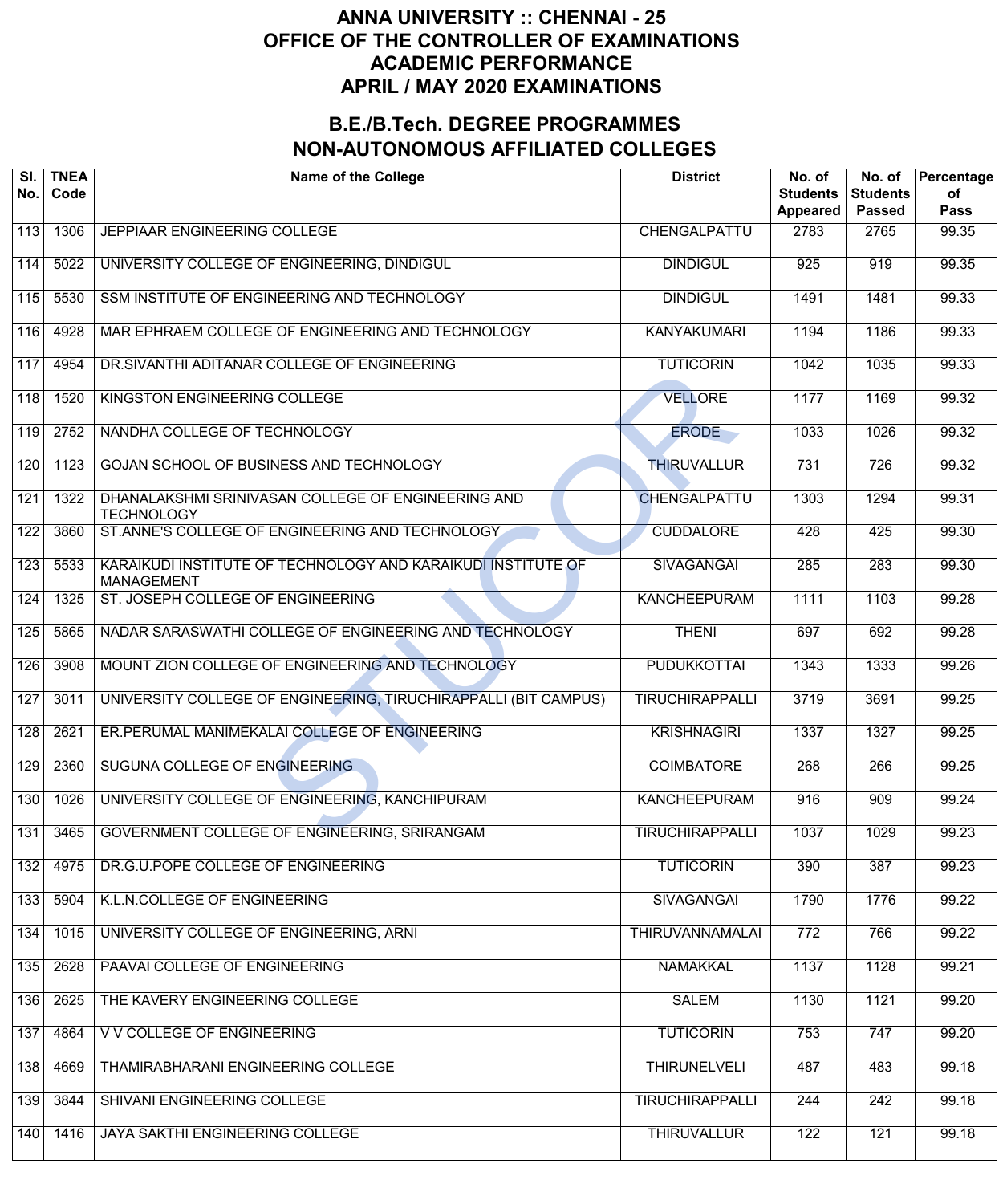# ANNA UNIVERSITY :: CHENNAI - 25
# OFFICE OF THE CONTROLLER OF EXAMINATIONS
# ACADEMIC PERFORMANCE
# APRIL / MAY 2020 EXAMINATIONS

## B.E./B.Tech. DEGREE PROGRAMMES
## NON-AUTONOMOUS AFFILIATED COLLEGES

| Sl. No. | TNEA Code | Name of the College | District | No. of Students Appeared | No. of Students Passed | Percentage of Pass |
|---|---|---|---|---|---|---|
| 113 | 1306 | JEPPIAAR ENGINEERING COLLEGE | CHENGALPATTU | 2783 | 2765 | 99.35 |
| 114 | 5022 | UNIVERSITY COLLEGE OF ENGINEERING, DINDIGUL | DINDIGUL | 925 | 919 | 99.35 |
| 115 | 5530 | SSM INSTITUTE OF ENGINEERING AND TECHNOLOGY | DINDIGUL | 1491 | 1481 | 99.33 |
| 116 | 4928 | MAR EPHRAEM COLLEGE OF ENGINEERING AND TECHNOLOGY | KANYAKUMARI | 1194 | 1186 | 99.33 |
| 117 | 4954 | DR.SIVANTHI ADITANAR COLLEGE OF ENGINEERING | TUTICORIN | 1042 | 1035 | 99.33 |
| 118 | 1520 | KINGSTON ENGINEERING COLLEGE | VELLORE | 1177 | 1169 | 99.32 |
| 119 | 2752 | NANDHA COLLEGE OF TECHNOLOGY | ERODE | 1033 | 1026 | 99.32 |
| 120 | 1123 | GOJAN SCHOOL OF BUSINESS AND TECHNOLOGY | THIRUVALLUR | 731 | 726 | 99.32 |
| 121 | 1322 | DHANALAKSHMI SRINIVASAN COLLEGE OF ENGINEERING AND TECHNOLOGY | CHENGALPATTU | 1303 | 1294 | 99.31 |
| 122 | 3860 | ST.ANNE'S COLLEGE OF ENGINEERING AND TECHNOLOGY | CUDDALORE | 428 | 425 | 99.30 |
| 123 | 5533 | KARAIKUDI INSTITUTE OF TECHNOLOGY AND KARAIKUDI INSTITUTE OF MANAGEMENT | SIVAGANGAI | 285 | 283 | 99.30 |
| 124 | 1325 | ST. JOSEPH COLLEGE OF ENGINEERING | KANCHEEPURAM | 1111 | 1103 | 99.28 |
| 125 | 5865 | NADAR SARASWATHI COLLEGE OF ENGINEERING AND TECHNOLOGY | THENI | 697 | 692 | 99.28 |
| 126 | 3908 | MOUNT ZION COLLEGE OF ENGINEERING AND TECHNOLOGY | PUDUKKOTTAI | 1343 | 1333 | 99.26 |
| 127 | 3011 | UNIVERSITY COLLEGE OF ENGINEERING, TIRUCHIRAPPALLI (BIT CAMPUS) | TIRUCHIRAPPALLI | 3719 | 3691 | 99.25 |
| 128 | 2621 | ER.PERUMAL MANIMEKALAI COLLEGE OF ENGINEERING | KRISHNAGIRI | 1337 | 1327 | 99.25 |
| 129 | 2360 | SUGUNA COLLEGE OF ENGINEERING | COIMBATORE | 268 | 266 | 99.25 |
| 130 | 1026 | UNIVERSITY COLLEGE OF ENGINEERING, KANCHIPURAM | KANCHEEPURAM | 916 | 909 | 99.24 |
| 131 | 3465 | GOVERNMENT COLLEGE OF ENGINEERING, SRIRANGAM | TIRUCHIRAPPALLI | 1037 | 1029 | 99.23 |
| 132 | 4975 | DR.G.U.POPE COLLEGE OF ENGINEERING | TUTICORIN | 390 | 387 | 99.23 |
| 133 | 5904 | K.L.N.COLLEGE OF ENGINEERING | SIVAGANGAI | 1790 | 1776 | 99.22 |
| 134 | 1015 | UNIVERSITY COLLEGE OF ENGINEERING, ARNI | THIRUVANNAMALAI | 772 | 766 | 99.22 |
| 135 | 2628 | PAAVAI COLLEGE OF ENGINEERING | NAMAKKAL | 1137 | 1128 | 99.21 |
| 136 | 2625 | THE KAVERY ENGINEERING COLLEGE | SALEM | 1130 | 1121 | 99.20 |
| 137 | 4864 | V V COLLEGE OF ENGINEERING | TUTICORIN | 753 | 747 | 99.20 |
| 138 | 4669 | THAMIRABHARANI ENGINEERING COLLEGE | THIRUNELVELI | 487 | 483 | 99.18 |
| 139 | 3844 | SHIVANI ENGINEERING COLLEGE | TIRUCHIRAPPALLI | 244 | 242 | 99.18 |
| 140 | 1416 | JAYA SAKTHI ENGINEERING COLLEGE | THIRUVALLUR | 122 | 121 | 99.18 |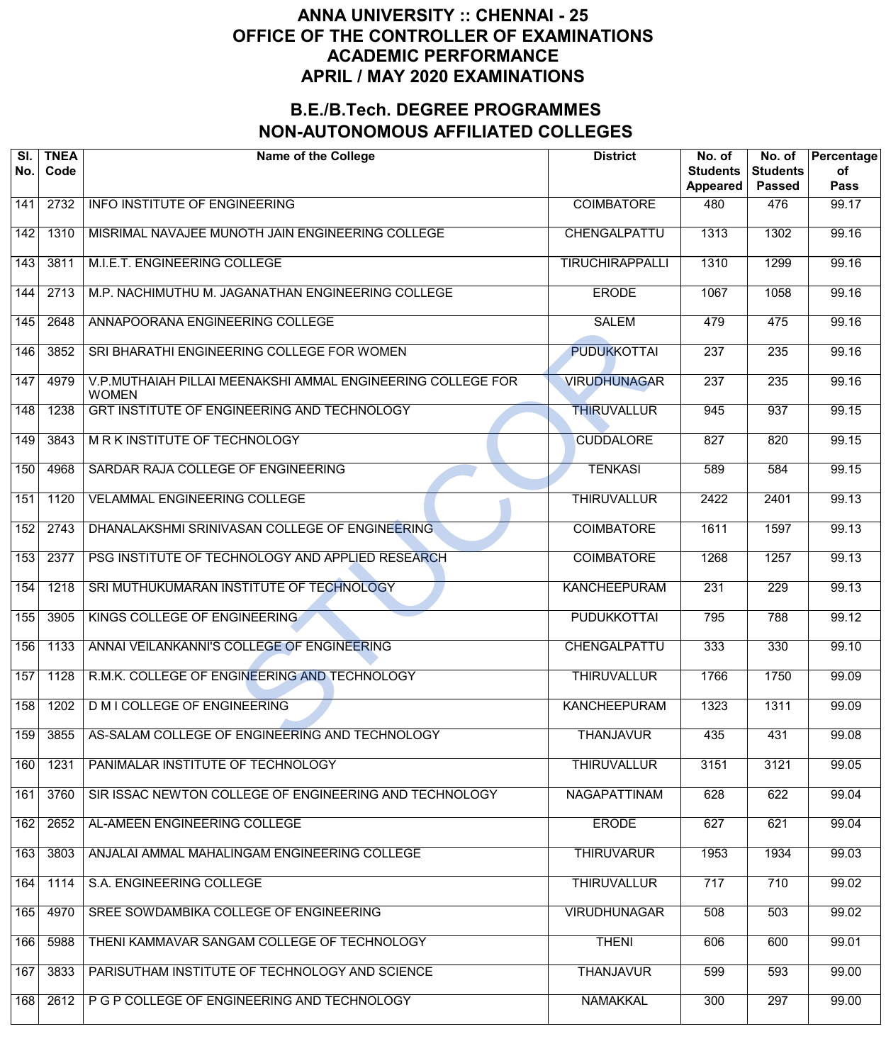# ANNA UNIVERSITY :: CHENNAI - 25
# OFFICE OF THE CONTROLLER OF EXAMINATIONS
# ACADEMIC PERFORMANCE
# APRIL / MAY 2020 EXAMINATIONS

## B.E./B.Tech. DEGREE PROGRAMMES
## NON-AUTONOMOUS AFFILIATED COLLEGES

| Sl. No. | TNEA Code | Name of the College | District | No. of Students Appeared | No. of Students Passed | Percentage of Pass |
|---|---|---|---|---|---|---|
| 141 | 2732 | INFO INSTITUTE OF ENGINEERING | COIMBATORE | 480 | 476 | 99.17 |
| 142 | 1310 | MISRIMAL NAVAJEE MUNOTH JAIN ENGINEERING COLLEGE | CHENGALPATTU | 1313 | 1302 | 99.16 |
| 143 | 3811 | M.I.E.T. ENGINEERING COLLEGE | TIRUCHIRAPPALLI | 1310 | 1299 | 99.16 |
| 144 | 2713 | M.P. NACHIMUTHU M. JAGANATHAN ENGINEERING COLLEGE | ERODE | 1067 | 1058 | 99.16 |
| 145 | 2648 | ANNAPOORANA ENGINEERING COLLEGE | SALEM | 479 | 475 | 99.16 |
| 146 | 3852 | SRI BHARATHI ENGINEERING COLLEGE FOR WOMEN | PUDUKKOTTAI | 237 | 235 | 99.16 |
| 147 | 4979 | V.P.MUTHAIAH PILLAI MEENAKSHI AMMAL ENGINEERING COLLEGE FOR WOMEN | VIRUDHUNAGAR | 237 | 235 | 99.16 |
| 148 | 1238 | GRT INSTITUTE OF ENGINEERING AND TECHNOLOGY | THIRUVALLUR | 945 | 937 | 99.15 |
| 149 | 3843 | M R K INSTITUTE OF TECHNOLOGY | CUDDALORE | 827 | 820 | 99.15 |
| 150 | 4968 | SARDAR RAJA COLLEGE OF ENGINEERING | TENKASI | 589 | 584 | 99.15 |
| 151 | 1120 | VELAMMAL ENGINEERING COLLEGE | THIRUVALLUR | 2422 | 2401 | 99.13 |
| 152 | 2743 | DHANALAKSHMI SRINIVASAN COLLEGE OF ENGINEERING | COIMBATORE | 1611 | 1597 | 99.13 |
| 153 | 2377 | PSG INSTITUTE OF TECHNOLOGY AND APPLIED RESEARCH | COIMBATORE | 1268 | 1257 | 99.13 |
| 154 | 1218 | SRI MUTHUKUMARAN INSTITUTE OF TECHNOLOGY | KANCHEEPURAM | 231 | 229 | 99.13 |
| 155 | 3905 | KINGS COLLEGE OF ENGINEERING | PUDUKKOTTAI | 795 | 788 | 99.12 |
| 156 | 1133 | ANNAI VEILANKANNI'S COLLEGE OF ENGINEERING | CHENGALPATTU | 333 | 330 | 99.10 |
| 157 | 1128 | R.M.K. COLLEGE OF ENGINEERING AND TECHNOLOGY | THIRUVALLUR | 1766 | 1750 | 99.09 |
| 158 | 1202 | D M I COLLEGE OF ENGINEERING | KANCHEEPURAM | 1323 | 1311 | 99.09 |
| 159 | 3855 | AS-SALAM COLLEGE OF ENGINEERING AND TECHNOLOGY | THANJAVUR | 435 | 431 | 99.08 |
| 160 | 1231 | PANIMALAR INSTITUTE OF TECHNOLOGY | THIRUVALLUR | 3151 | 3121 | 99.05 |
| 161 | 3760 | SIR ISSAC NEWTON COLLEGE OF ENGINEERING AND TECHNOLOGY | NAGAPATTINAM | 628 | 622 | 99.04 |
| 162 | 2652 | AL-AMEEN ENGINEERING COLLEGE | ERODE | 627 | 621 | 99.04 |
| 163 | 3803 | ANJALAI AMMAL MAHALINGAM ENGINEERING COLLEGE | THIRUVARUR | 1953 | 1934 | 99.03 |
| 164 | 1114 | S.A. ENGINEERING COLLEGE | THIRUVALLUR | 717 | 710 | 99.02 |
| 165 | 4970 | SREE SOWDAMBIKA COLLEGE OF ENGINEERING | VIRUDHUNAGAR | 508 | 503 | 99.02 |
| 166 | 5988 | THENI KAMMAVAR SANGAM COLLEGE OF TECHNOLOGY | THENI | 606 | 600 | 99.01 |
| 167 | 3833 | PARISUTHAM INSTITUTE OF TECHNOLOGY AND SCIENCE | THANJAVUR | 599 | 593 | 99.00 |
| 168 | 2612 | P G P COLLEGE OF ENGINEERING AND TECHNOLOGY | NAMAKKAL | 300 | 297 | 99.00 |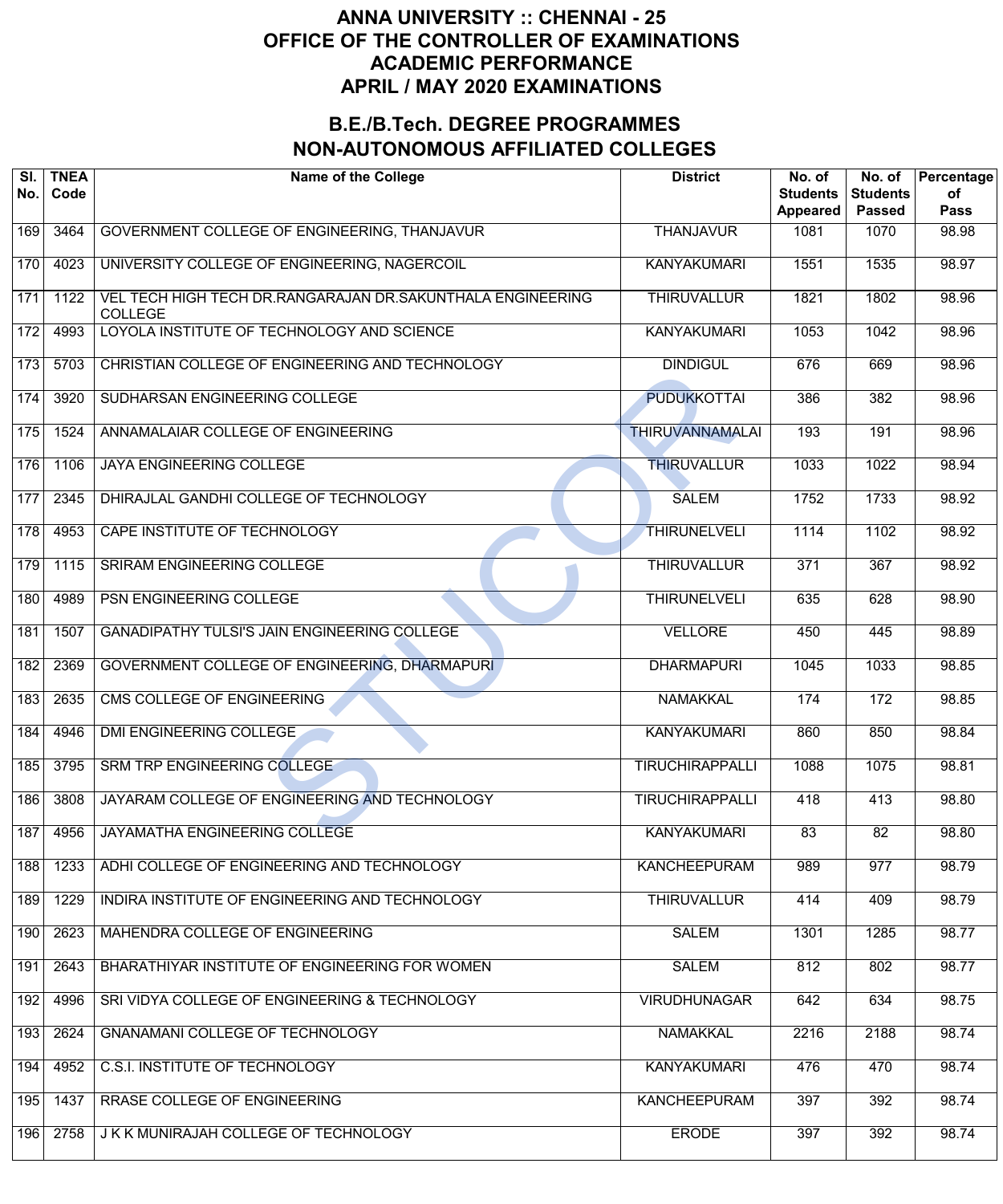# ANNA UNIVERSITY :: CHENNAI - 25
# OFFICE OF THE CONTROLLER OF EXAMINATIONS
# ACADEMIC PERFORMANCE
# APRIL / MAY 2020 EXAMINATIONS

## B.E./B.Tech. DEGREE PROGRAMMES
## NON-AUTONOMOUS AFFILIATED COLLEGES

| Sl. No. | TNEA Code | Name of the College | District | No. of Students Appeared | No. of Students Passed | Percentage of Pass |
|---|---|---|---|---|---|---|
| 169 | 3464 | GOVERNMENT COLLEGE OF ENGINEERING, THANJAVUR | THANJAVUR | 1081 | 1070 | 98.98 |
| 170 | 4023 | UNIVERSITY COLLEGE OF ENGINEERING, NAGERCOIL | KANYAKUMARI | 1551 | 1535 | 98.97 |
| 171 | 1122 | VEL TECH HIGH TECH DR.RANGARAJAN DR.SAKUNTHALA ENGINEERING COLLEGE | THIRUVALLUR | 1821 | 1802 | 98.96 |
| 172 | 4993 | LOYOLA INSTITUTE OF TECHNOLOGY AND SCIENCE | KANYAKUMARI | 1053 | 1042 | 98.96 |
| 173 | 5703 | CHRISTIAN COLLEGE OF ENGINEERING AND TECHNOLOGY | DINDIGUL | 676 | 669 | 98.96 |
| 174 | 3920 | SUDHARSAN ENGINEERING COLLEGE | PUDUKKOTTAI | 386 | 382 | 98.96 |
| 175 | 1524 | ANNAMALAIAR COLLEGE OF ENGINEERING | THIRUVANNAMALAI | 193 | 191 | 98.96 |
| 176 | 1106 | JAYA ENGINEERING COLLEGE | THIRUVALLUR | 1033 | 1022 | 98.94 |
| 177 | 2345 | DHIRAJLAL GANDHI COLLEGE OF TECHNOLOGY | SALEM | 1752 | 1733 | 98.92 |
| 178 | 4953 | CAPE INSTITUTE OF TECHNOLOGY | THIRUNELVELI | 1114 | 1102 | 98.92 |
| 179 | 1115 | SRIRAM ENGINEERING COLLEGE | THIRUVALLUR | 371 | 367 | 98.92 |
| 180 | 4989 | PSN ENGINEERING COLLEGE | THIRUNELVELI | 635 | 628 | 98.90 |
| 181 | 1507 | GANADIPATHY TULSI'S JAIN ENGINEERING COLLEGE | VELLORE | 450 | 445 | 98.89 |
| 182 | 2369 | GOVERNMENT COLLEGE OF ENGINEERING, DHARMAPURI | DHARMAPURI | 1045 | 1033 | 98.85 |
| 183 | 2635 | CMS COLLEGE OF ENGINEERING | NAMAKKAL | 174 | 172 | 98.85 |
| 184 | 4946 | DMI ENGINEERING COLLEGE | KANYAKUMARI | 860 | 850 | 98.84 |
| 185 | 3795 | SRM TRP ENGINEERING COLLEGE | TIRUCHIRAPPALLI | 1088 | 1075 | 98.81 |
| 186 | 3808 | JAYARAM COLLEGE OF ENGINEERING AND TECHNOLOGY | TIRUCHIRAPPALLI | 418 | 413 | 98.80 |
| 187 | 4956 | JAYAMATHA ENGINEERING COLLEGE | KANYAKUMARI | 83 | 82 | 98.80 |
| 188 | 1233 | ADHI COLLEGE OF ENGINEERING AND TECHNOLOGY | KANCHEEPURAM | 989 | 977 | 98.79 |
| 189 | 1229 | INDIRA INSTITUTE OF ENGINEERING AND TECHNOLOGY | THIRUVALLUR | 414 | 409 | 98.79 |
| 190 | 2623 | MAHENDRA COLLEGE OF ENGINEERING | SALEM | 1301 | 1285 | 98.77 |
| 191 | 2643 | BHARATHIYAR INSTITUTE OF ENGINEERING FOR WOMEN | SALEM | 812 | 802 | 98.77 |
| 192 | 4996 | SRI VIDYA COLLEGE OF ENGINEERING & TECHNOLOGY | VIRUDHUNAGAR | 642 | 634 | 98.75 |
| 193 | 2624 | GNANAMANI COLLEGE OF TECHNOLOGY | NAMAKKAL | 2216 | 2188 | 98.74 |
| 194 | 4952 | C.S.I. INSTITUTE OF TECHNOLOGY | KANYAKUMARI | 476 | 470 | 98.74 |
| 195 | 1437 | RRASE COLLEGE OF ENGINEERING | KANCHEEPURAM | 397 | 392 | 98.74 |
| 196 | 2758 | J K K MUNIRAJAH COLLEGE OF TECHNOLOGY | ERODE | 397 | 392 | 98.74 |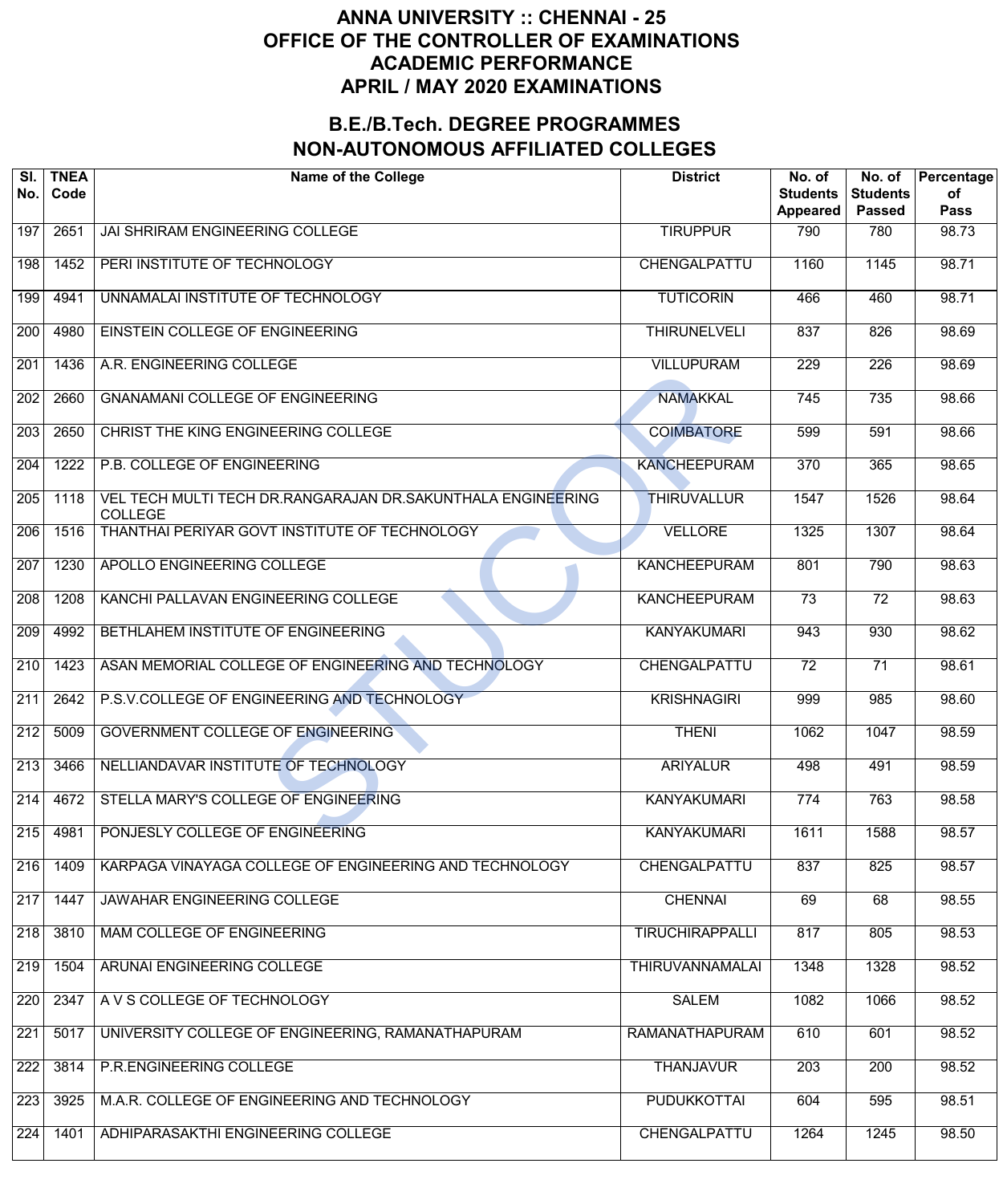# ANNA UNIVERSITY :: CHENNAI - 25
# OFFICE OF THE CONTROLLER OF EXAMINATIONS
# ACADEMIC PERFORMANCE
# APRIL / MAY 2020 EXAMINATIONS

## B.E./B.Tech. DEGREE PROGRAMMES
## NON-AUTONOMOUS AFFILIATED COLLEGES

| Sl. No. | TNEA Code | Name of the College | District | No. of Students Appeared | No. of Students Passed | Percentage of Pass |
|---|---|---|---|---|---|---|
| 197 | 2651 | JAI SHRIRAM ENGINEERING COLLEGE | TIRUPPUR | 790 | 780 | 98.73 |
| 198 | 1452 | PERI INSTITUTE OF TECHNOLOGY | CHENGALPATTU | 1160 | 1145 | 98.71 |
| 199 | 4941 | UNNAMALAI INSTITUTE OF TECHNOLOGY | TUTICORIN | 466 | 460 | 98.71 |
| 200 | 4980 | EINSTEIN COLLEGE OF ENGINEERING | THIRUNELVELI | 837 | 826 | 98.69 |
| 201 | 1436 | A.R. ENGINEERING COLLEGE | VILLUPURAM | 229 | 226 | 98.69 |
| 202 | 2660 | GNANAMANI COLLEGE OF ENGINEERING | NAMAKKAL | 745 | 735 | 98.66 |
| 203 | 2650 | CHRIST THE KING ENGINEERING COLLEGE | COIMBATORE | 599 | 591 | 98.66 |
| 204 | 1222 | P.B. COLLEGE OF ENGINEERING | KANCHEEPURAM | 370 | 365 | 98.65 |
| 205 | 1118 | VEL TECH MULTI TECH DR.RANGARAJAN DR.SAKUNTHALA ENGINEERING COLLEGE | THIRUVALLUR | 1547 | 1526 | 98.64 |
| 206 | 1516 | THANTHAI PERIYAR GOVT INSTITUTE OF TECHNOLOGY | VELLORE | 1325 | 1307 | 98.64 |
| 207 | 1230 | APOLLO ENGINEERING COLLEGE | KANCHEEPURAM | 801 | 790 | 98.63 |
| 208 | 1208 | KANCHI PALLAVAN ENGINEERING COLLEGE | KANCHEEPURAM | 73 | 72 | 98.63 |
| 209 | 4992 | BETHLAHEM INSTITUTE OF ENGINEERING | KANYAKUMARI | 943 | 930 | 98.62 |
| 210 | 1423 | ASAN MEMORIAL COLLEGE OF ENGINEERING AND TECHNOLOGY | CHENGALPATTU | 72 | 71 | 98.61 |
| 211 | 2642 | P.S.V.COLLEGE OF ENGINEERING AND TECHNOLOGY | KRISHNAGIRI | 999 | 985 | 98.60 |
| 212 | 5009 | GOVERNMENT COLLEGE OF ENGINEERING | THENI | 1062 | 1047 | 98.59 |
| 213 | 3466 | NELLIANDAVAR INSTITUTE OF TECHNOLOGY | ARIYALUR | 498 | 491 | 98.59 |
| 214 | 4672 | STELLA MARY'S COLLEGE OF ENGINEERING | KANYAKUMARI | 774 | 763 | 98.58 |
| 215 | 4981 | PONJESLY COLLEGE OF ENGINEERING | KANYAKUMARI | 1611 | 1588 | 98.57 |
| 216 | 1409 | KARPAGA VINAYAGA COLLEGE OF ENGINEERING AND TECHNOLOGY | CHENGALPATTU | 837 | 825 | 98.57 |
| 217 | 1447 | JAWAHAR ENGINEERING COLLEGE | CHENNAI | 69 | 68 | 98.55 |
| 218 | 3810 | MAM COLLEGE OF ENGINEERING | TIRUCHIRAPPALLI | 817 | 805 | 98.53 |
| 219 | 1504 | ARUNAI ENGINEERING COLLEGE | THIRUVANNAMALAI | 1348 | 1328 | 98.52 |
| 220 | 2347 | A V S COLLEGE OF TECHNOLOGY | SALEM | 1082 | 1066 | 98.52 |
| 221 | 5017 | UNIVERSITY COLLEGE OF ENGINEERING, RAMANATHAPURAM | RAMANATHAPURAM | 610 | 601 | 98.52 |
| 222 | 3814 | P.R.ENGINEERING COLLEGE | THANJAVUR | 203 | 200 | 98.52 |
| 223 | 3925 | M.A.R. COLLEGE OF ENGINEERING AND TECHNOLOGY | PUDUKKOTTAI | 604 | 595 | 98.51 |
| 224 | 1401 | ADHIPARASAKTHI ENGINEERING COLLEGE | CHENGALPATTU | 1264 | 1245 | 98.50 |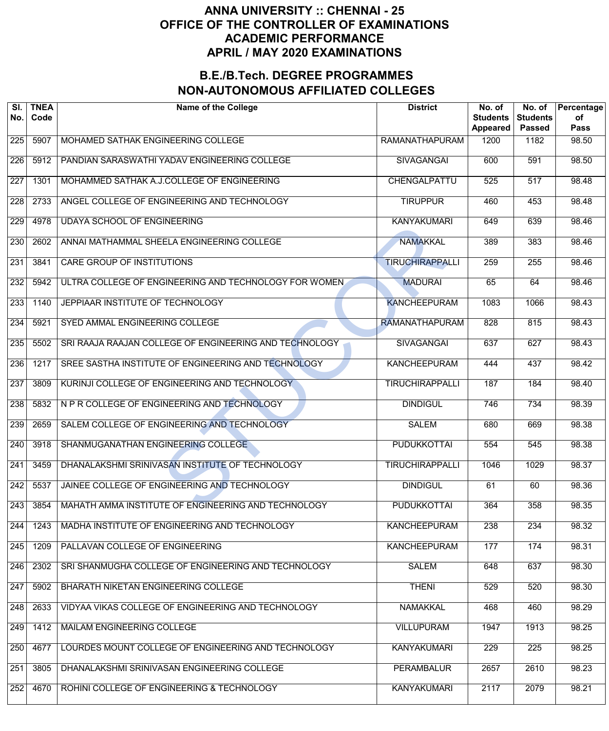# ANNA UNIVERSITY :: CHENNAI - 25
# OFFICE OF THE CONTROLLER OF EXAMINATIONS
# ACADEMIC PERFORMANCE
# APRIL / MAY 2020 EXAMINATIONS

## B.E./B.Tech. DEGREE PROGRAMMES
## NON-AUTONOMOUS AFFILIATED COLLEGES

| Sl. No. | TNEA Code | Name of the College | District | No. of Students Appeared | No. of Students Passed | Percentage of Pass |
|---|---|---|---|---|---|---|
| 225 | 5907 | MOHAMED SATHAK ENGINEERING COLLEGE | RAMANATHAPURAM | 1200 | 1182 | 98.50 |
| 226 | 5912 | PANDIAN SARASWATHI YADAV ENGINEERING COLLEGE | SIVAGANGAI | 600 | 591 | 98.50 |
| 227 | 1301 | MOHAMMED SATHAK A.J.COLLEGE OF ENGINEERING | CHENGALPATTU | 525 | 517 | 98.48 |
| 228 | 2733 | ANGEL COLLEGE OF ENGINEERING AND TECHNOLOGY | TIRUPPUR | 460 | 453 | 98.48 |
| 229 | 4978 | UDAYA SCHOOL OF ENGINEERING | KANYAKUMARI | 649 | 639 | 98.46 |
| 230 | 2602 | ANNAI MATHAMMAL SHEELA ENGINEERING COLLEGE | NAMAKKAL | 389 | 383 | 98.46 |
| 231 | 3841 | CARE GROUP OF INSTITUTIONS | TIRUCHIRAPPALLI | 259 | 255 | 98.46 |
| 232 | 5942 | ULTRA COLLEGE OF ENGINEERING AND TECHNOLOGY FOR WOMEN | MADURAI | 65 | 64 | 98.46 |
| 233 | 1140 | JEPPIAAR INSTITUTE OF TECHNOLOGY | KANCHEEPURAM | 1083 | 1066 | 98.43 |
| 234 | 5921 | SYED AMMAL ENGINEERING COLLEGE | RAMANATHAPURAM | 828 | 815 | 98.43 |
| 235 | 5502 | SRI RAAJA RAAJAN COLLEGE OF ENGINEERING AND TECHNOLOGY | SIVAGANGAI | 637 | 627 | 98.43 |
| 236 | 1217 | SREE SASTHA INSTITUTE OF ENGINEERING AND TECHNOLOGY | KANCHEEPURAM | 444 | 437 | 98.42 |
| 237 | 3809 | KURINJI COLLEGE OF ENGINEERING AND TECHNOLOGY | TIRUCHIRAPPALLI | 187 | 184 | 98.40 |
| 238 | 5832 | N P R COLLEGE OF ENGINEERING AND TECHNOLOGY | DINDIGUL | 746 | 734 | 98.39 |
| 239 | 2659 | SALEM COLLEGE OF ENGINEERING AND TECHNOLOGY | SALEM | 680 | 669 | 98.38 |
| 240 | 3918 | SHANMUGANATHAN ENGINEERING COLLEGE | PUDUKKOTTAI | 554 | 545 | 98.38 |
| 241 | 3459 | DHANALAKSHMI SRINIVASAN INSTITUTE OF TECHNOLOGY | TIRUCHIRAPPALLI | 1046 | 1029 | 98.37 |
| 242 | 5537 | JAINEE COLLEGE OF ENGINEERING AND TECHNOLOGY | DINDIGUL | 61 | 60 | 98.36 |
| 243 | 3854 | MAHATH AMMA INSTITUTE OF ENGINEERING AND TECHNOLOGY | PUDUKKOTTAI | 364 | 358 | 98.35 |
| 244 | 1243 | MADHA INSTITUTE OF ENGINEERING AND TECHNOLOGY | KANCHEEPURAM | 238 | 234 | 98.32 |
| 245 | 1209 | PALLAVAN COLLEGE OF ENGINEERING | KANCHEEPURAM | 177 | 174 | 98.31 |
| 246 | 2302 | SRI SHANMUGHA COLLEGE OF ENGINEERING AND TECHNOLOGY | SALEM | 648 | 637 | 98.30 |
| 247 | 5902 | BHARATH NIKETAN ENGINEERING COLLEGE | THENI | 529 | 520 | 98.30 |
| 248 | 2633 | VIDYAA VIKAS COLLEGE OF ENGINEERING AND TECHNOLOGY | NAMAKKAL | 468 | 460 | 98.29 |
| 249 | 1412 | MAILAM ENGINEERING COLLEGE | VILLUPURAM | 1947 | 1913 | 98.25 |
| 250 | 4677 | LOURDES MOUNT COLLEGE OF ENGINEERING AND TECHNOLOGY | KANYAKUMARI | 229 | 225 | 98.25 |
| 251 | 3805 | DHANALAKSHMI SRINIVASAN ENGINEERING COLLEGE | PERAMBALUR | 2657 | 2610 | 98.23 |
| 252 | 4670 | ROHINI COLLEGE OF ENGINEERING & TECHNOLOGY | KANYAKUMARI | 2117 | 2079 | 98.21 |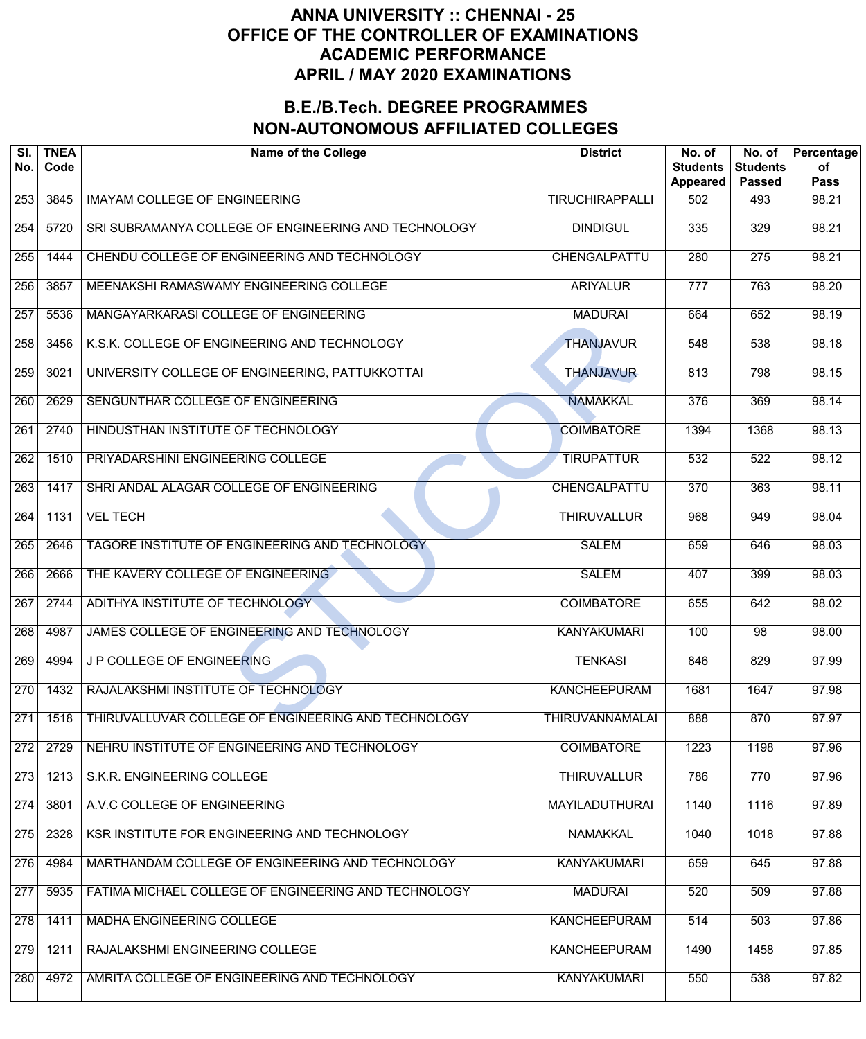# ANNA UNIVERSITY :: CHENNAI - 25
## OFFICE OF THE CONTROLLER OF EXAMINATIONS
## ACADEMIC PERFORMANCE
## APRIL / MAY 2020 EXAMINATIONS

## B.E./B.Tech. DEGREE PROGRAMMES
## NON-AUTONOMOUS AFFILIATED COLLEGES

| Sl. No. | TNEA Code | Name of the College | District | No. of Students Appeared | No. of Students Passed | Percentage of Pass |
|---|---|---|---|---|---|---|
| 253 | 3845 | IMAYAM COLLEGE OF ENGINEERING | TIRUCHIRAPPALLI | 502 | 493 | 98.21 |
| 254 | 5720 | SRI SUBRAMANYA COLLEGE OF ENGINEERING AND TECHNOLOGY | DINDIGUL | 335 | 329 | 98.21 |
| 255 | 1444 | CHENDU COLLEGE OF ENGINEERING AND TECHNOLOGY | CHENGALPATTU | 280 | 275 | 98.21 |
| 256 | 3857 | MEENAKSHI RAMASWAMY ENGINEERING COLLEGE | ARIYALUR | 777 | 763 | 98.20 |
| 257 | 5536 | MANGAYARKARASI COLLEGE OF ENGINEERING | MADURAI | 664 | 652 | 98.19 |
| 258 | 3456 | K.S.K. COLLEGE OF ENGINEERING AND TECHNOLOGY | THANJAVUR | 548 | 538 | 98.18 |
| 259 | 3021 | UNIVERSITY COLLEGE OF ENGINEERING, PATTUKKOTTAI | THANJAVUR | 813 | 798 | 98.15 |
| 260 | 2629 | SENGUNTHAR COLLEGE OF ENGINEERING | NAMAKKAL | 376 | 369 | 98.14 |
| 261 | 2740 | HINDUSTHAN INSTITUTE OF TECHNOLOGY | COIMBATORE | 1394 | 1368 | 98.13 |
| 262 | 1510 | PRIYADARSHINI ENGINEERING COLLEGE | TIRUPATTUR | 532 | 522 | 98.12 |
| 263 | 1417 | SHRI ANDAL ALAGAR COLLEGE OF ENGINEERING | CHENGALPATTU | 370 | 363 | 98.11 |
| 264 | 1131 | VEL TECH | THIRUVALLUR | 968 | 949 | 98.04 |
| 265 | 2646 | TAGORE INSTITUTE OF ENGINEERING AND TECHNOLOGY | SALEM | 659 | 646 | 98.03 |
| 266 | 2666 | THE KAVERY COLLEGE OF ENGINEERING | SALEM | 407 | 399 | 98.03 |
| 267 | 2744 | ADITHYA INSTITUTE OF TECHNOLOGY | COIMBATORE | 655 | 642 | 98.02 |
| 268 | 4987 | JAMES COLLEGE OF ENGINEERING AND TECHNOLOGY | KANYAKUMARI | 100 | 98 | 98.00 |
| 269 | 4994 | J P COLLEGE OF ENGINEERING | TENKASI | 846 | 829 | 97.99 |
| 270 | 1432 | RAJALAKSHMI INSTITUTE OF TECHNOLOGY | KANCHEEPURAM | 1681 | 1647 | 97.98 |
| 271 | 1518 | THIRUVALLUVAR COLLEGE OF ENGINEERING AND TECHNOLOGY | THIRUVANNAMALAI | 888 | 870 | 97.97 |
| 272 | 2729 | NEHRU INSTITUTE OF ENGINEERING AND TECHNOLOGY | COIMBATORE | 1223 | 1198 | 97.96 |
| 273 | 1213 | S.K.R. ENGINEERING COLLEGE | THIRUVALLUR | 786 | 770 | 97.96 |
| 274 | 3801 | A.V.C COLLEGE OF ENGINEERING | MAYILADUTHURAI | 1140 | 1116 | 97.89 |
| 275 | 2328 | KSR INSTITUTE FOR ENGINEERING AND TECHNOLOGY | NAMAKKAL | 1040 | 1018 | 97.88 |
| 276 | 4984 | MARTHANDAM COLLEGE OF ENGINEERING AND TECHNOLOGY | KANYAKUMARI | 659 | 645 | 97.88 |
| 277 | 5935 | FATIMA MICHAEL COLLEGE OF ENGINEERING AND TECHNOLOGY | MADURAI | 520 | 509 | 97.88 |
| 278 | 1411 | MADHA ENGINEERING COLLEGE | KANCHEEPURAM | 514 | 503 | 97.86 |
| 279 | 1211 | RAJALAKSHMI ENGINEERING COLLEGE | KANCHEEPURAM | 1490 | 1458 | 97.85 |
| 280 | 4972 | AMRITA COLLEGE OF ENGINEERING AND TECHNOLOGY | KANYAKUMARI | 550 | 538 | 97.82 |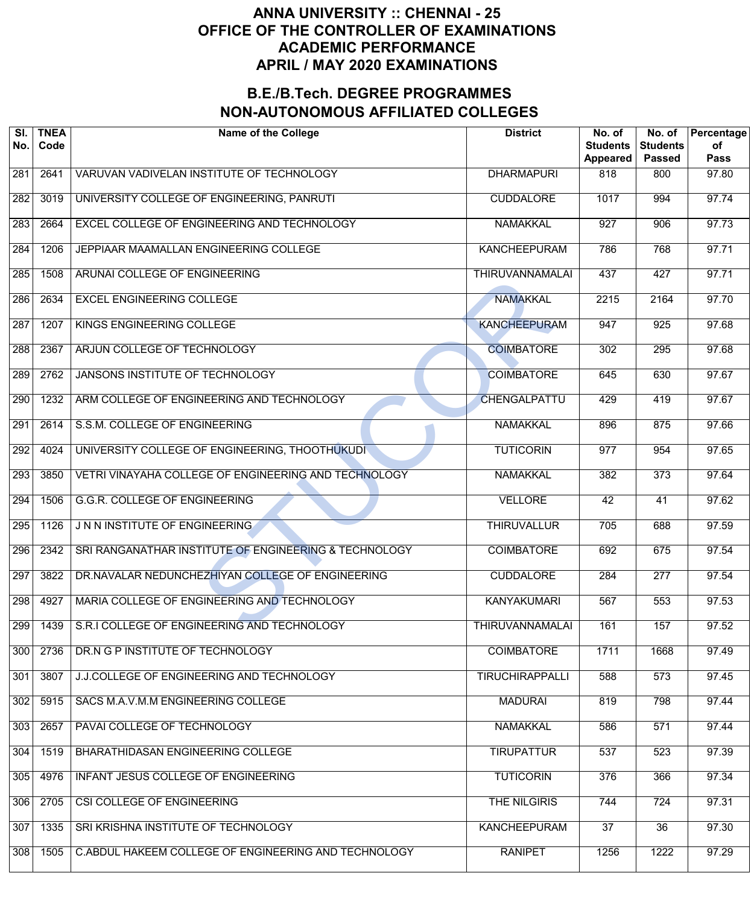# ANNA UNIVERSITY :: CHENNAI - 25
# OFFICE OF THE CONTROLLER OF EXAMINATIONS
# ACADEMIC PERFORMANCE
# APRIL / MAY 2020 EXAMINATIONS

## B.E./B.Tech. DEGREE PROGRAMMES
## NON-AUTONOMOUS AFFILIATED COLLEGES

| Sl. No. | TNEA Code | Name of the College | District | No. of Students Appeared | No. of Students Passed | Percentage of Pass |
|---|---|---|---|---|---|---|
| 281 | 2641 | VARUVAN VADIVELAN INSTITUTE OF TECHNOLOGY | DHARMAPURI | 818 | 800 | 97.80 |
| 282 | 3019 | UNIVERSITY COLLEGE OF ENGINEERING, PANRUTI | CUDDALORE | 1017 | 994 | 97.74 |
| 283 | 2664 | EXCEL COLLEGE OF ENGINEERING AND TECHNOLOGY | NAMAKKAL | 927 | 906 | 97.73 |
| 284 | 1206 | JEPPIAAR MAAMALLAN ENGINEERING COLLEGE | KANCHEEPURAM | 786 | 768 | 97.71 |
| 285 | 1508 | ARUNAI COLLEGE OF ENGINEERING | THIRUVANNAMALAI | 437 | 427 | 97.71 |
| 286 | 2634 | EXCEL ENGINEERING COLLEGE | NAMAKKAL | 2215 | 2164 | 97.70 |
| 287 | 1207 | KINGS ENGINEERING COLLEGE | KANCHEEPURAM | 947 | 925 | 97.68 |
| 288 | 2367 | ARJUN COLLEGE OF TECHNOLOGY | COIMBATORE | 302 | 295 | 97.68 |
| 289 | 2762 | JANSONS INSTITUTE OF TECHNOLOGY | COIMBATORE | 645 | 630 | 97.67 |
| 290 | 1232 | ARM COLLEGE OF ENGINEERING AND TECHNOLOGY | CHENGALPATTU | 429 | 419 | 97.67 |
| 291 | 2614 | S.S.M. COLLEGE OF ENGINEERING | NAMAKKAL | 896 | 875 | 97.66 |
| 292 | 4024 | UNIVERSITY COLLEGE OF ENGINEERING, THOOTHUKUDI | TUTICORIN | 977 | 954 | 97.65 |
| 293 | 3850 | VETRI VINAYAHA COLLEGE OF ENGINEERING AND TECHNOLOGY | NAMAKKAL | 382 | 373 | 97.64 |
| 294 | 1506 | G.G.R. COLLEGE OF ENGINEERING | VELLORE | 42 | 41 | 97.62 |
| 295 | 1126 | J N N INSTITUTE OF ENGINEERING | THIRUVALLUR | 705 | 688 | 97.59 |
| 296 | 2342 | SRI RANGANATHAR INSTITUTE OF ENGINEERING & TECHNOLOGY | COIMBATORE | 692 | 675 | 97.54 |
| 297 | 3822 | DR.NAVALAR NEDUNCHEZHIYAN COLLEGE OF ENGINEERING | CUDDALORE | 284 | 277 | 97.54 |
| 298 | 4927 | MARIA COLLEGE OF ENGINEERING AND TECHNOLOGY | KANYAKUMARI | 567 | 553 | 97.53 |
| 299 | 1439 | S.R.I COLLEGE OF ENGINEERING AND TECHNOLOGY | THIRUVANNAMALAI | 161 | 157 | 97.52 |
| 300 | 2736 | DR.N G P INSTITUTE OF TECHNOLOGY | COIMBATORE | 1711 | 1668 | 97.49 |
| 301 | 3807 | J.J.COLLEGE OF ENGINEERING AND TECHNOLOGY | TIRUCHIRAPPALLI | 588 | 573 | 97.45 |
| 302 | 5915 | SACS M.A.V.M.M ENGINEERING COLLEGE | MADURAI | 819 | 798 | 97.44 |
| 303 | 2657 | PAVAI COLLEGE OF TECHNOLOGY | NAMAKKAL | 586 | 571 | 97.44 |
| 304 | 1519 | BHARATHIDASAN ENGINEERING COLLEGE | TIRUPATTUR | 537 | 523 | 97.39 |
| 305 | 4976 | INFANT JESUS COLLEGE OF ENGINEERING | TUTICORIN | 376 | 366 | 97.34 |
| 306 | 2705 | CSI COLLEGE OF ENGINEERING | THE NILGIRIS | 744 | 724 | 97.31 |
| 307 | 1335 | SRI KRISHNA INSTITUTE OF TECHNOLOGY | KANCHEEPURAM | 37 | 36 | 97.30 |
| 308 | 1505 | C.ABDUL HAKEEM COLLEGE OF ENGINEERING AND TECHNOLOGY | RANIPET | 1256 | 1222 | 97.29 |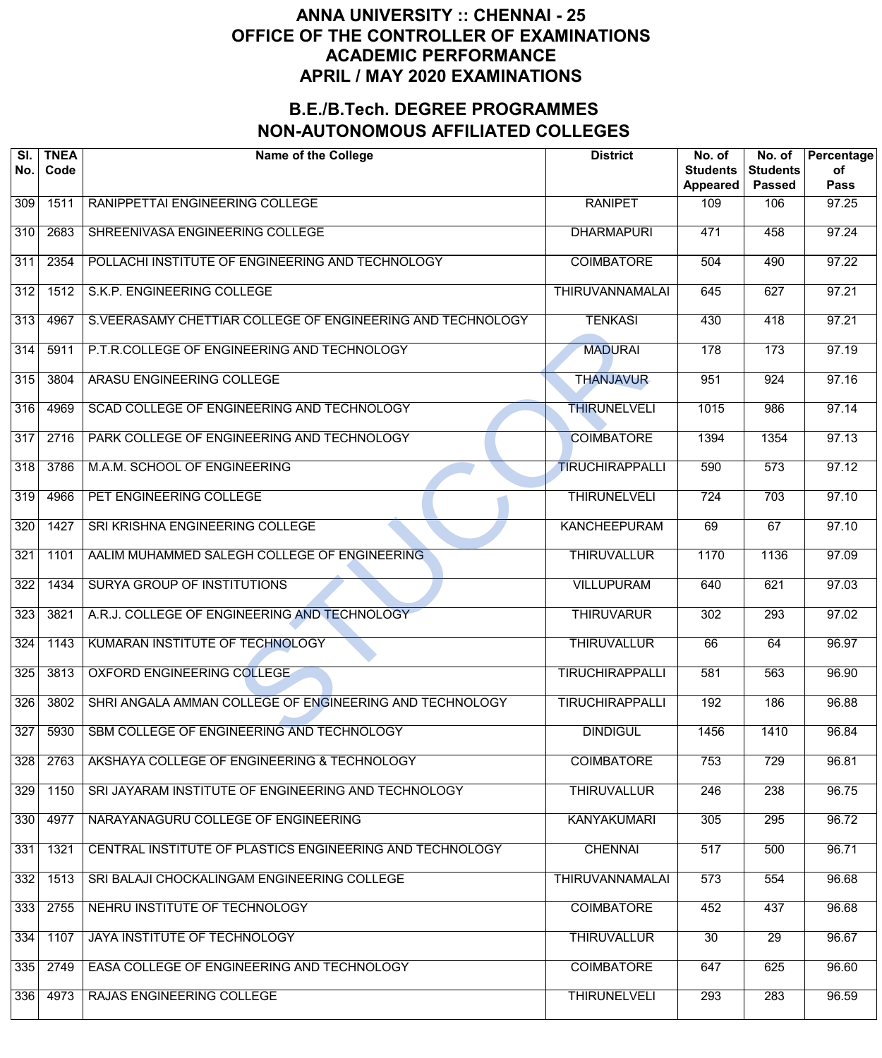# ANNA UNIVERSITY :: CHENNAI - 25
# OFFICE OF THE CONTROLLER OF EXAMINATIONS
# ACADEMIC PERFORMANCE
# APRIL / MAY 2020 EXAMINATIONS

## B.E./B.Tech. DEGREE PROGRAMMES
## NON-AUTONOMOUS AFFILIATED COLLEGES

| Sl. No. | TNEA Code | Name of the College | District | No. of Students Appeared | No. of Students Passed | Percentage of Pass |
|---|---|---|---|---|---|---|
| 309 | 1511 | RANIPPETTAI ENGINEERING COLLEGE | RANIPET | 109 | 106 | 97.25 |
| 310 | 2683 | SHREENIVASA ENGINEERING COLLEGE | DHARMAPURI | 471 | 458 | 97.24 |
| 311 | 2354 | POLLACHI INSTITUTE OF ENGINEERING AND TECHNOLOGY | COIMBATORE | 504 | 490 | 97.22 |
| 312 | 1512 | S.K.P. ENGINEERING COLLEGE | THIRUVANNAMALAI | 645 | 627 | 97.21 |
| 313 | 4967 | S.VEERASAMY CHETTIAR COLLEGE OF ENGINEERING AND TECHNOLOGY | TENKASI | 430 | 418 | 97.21 |
| 314 | 5911 | P.T.R.COLLEGE OF ENGINEERING AND TECHNOLOGY | MADURAI | 178 | 173 | 97.19 |
| 315 | 3804 | ARASU ENGINEERING COLLEGE | THANJAVUR | 951 | 924 | 97.16 |
| 316 | 4969 | SCAD COLLEGE OF ENGINEERING AND TECHNOLOGY | THIRUNELVELI | 1015 | 986 | 97.14 |
| 317 | 2716 | PARK COLLEGE OF ENGINEERING AND TECHNOLOGY | COIMBATORE | 1394 | 1354 | 97.13 |
| 318 | 3786 | M.A.M. SCHOOL OF ENGINEERING | TIRUCHIRAPPALLI | 590 | 573 | 97.12 |
| 319 | 4966 | PET ENGINEERING COLLEGE | THIRUNELVELI | 724 | 703 | 97.10 |
| 320 | 1427 | SRI KRISHNA ENGINEERING COLLEGE | KANCHEEPURAM | 69 | 67 | 97.10 |
| 321 | 1101 | AALIM MUHAMMED SALEGH COLLEGE OF ENGINEERING | THIRUVALLUR | 1170 | 1136 | 97.09 |
| 322 | 1434 | SURYA GROUP OF INSTITUTIONS | VILLUPURAM | 640 | 621 | 97.03 |
| 323 | 3821 | A.R.J. COLLEGE OF ENGINEERING AND TECHNOLOGY | THIRUVARUR | 302 | 293 | 97.02 |
| 324 | 1143 | KUMARAN INSTITUTE OF TECHNOLOGY | THIRUVALLUR | 66 | 64 | 96.97 |
| 325 | 3813 | OXFORD ENGINEERING COLLEGE | TIRUCHIRAPPALLI | 581 | 563 | 96.90 |
| 326 | 3802 | SHRI ANGALA AMMAN COLLEGE OF ENGINEERING AND TECHNOLOGY | TIRUCHIRAPPALLI | 192 | 186 | 96.88 |
| 327 | 5930 | SBM COLLEGE OF ENGINEERING AND TECHNOLOGY | DINDIGUL | 1456 | 1410 | 96.84 |
| 328 | 2763 | AKSHAYA COLLEGE OF ENGINEERING & TECHNOLOGY | COIMBATORE | 753 | 729 | 96.81 |
| 329 | 1150 | SRI JAYARAM INSTITUTE OF ENGINEERING AND TECHNOLOGY | THIRUVALLUR | 246 | 238 | 96.75 |
| 330 | 4977 | NARAYANAGURU COLLEGE OF ENGINEERING | KANYAKUMARI | 305 | 295 | 96.72 |
| 331 | 1321 | CENTRAL INSTITUTE OF PLASTICS ENGINEERING AND TECHNOLOGY | CHENNAI | 517 | 500 | 96.71 |
| 332 | 1513 | SRI BALAJI CHOCKALINGAM ENGINEERING COLLEGE | THIRUVANNAMALAI | 573 | 554 | 96.68 |
| 333 | 2755 | NEHRU INSTITUTE OF TECHNOLOGY | COIMBATORE | 452 | 437 | 96.68 |
| 334 | 1107 | JAYA INSTITUTE OF TECHNOLOGY | THIRUVALLUR | 30 | 29 | 96.67 |
| 335 | 2749 | EASA COLLEGE OF ENGINEERING AND TECHNOLOGY | COIMBATORE | 647 | 625 | 96.60 |
| 336 | 4973 | RAJAS ENGINEERING COLLEGE | THIRUNELVELI | 293 | 283 | 96.59 |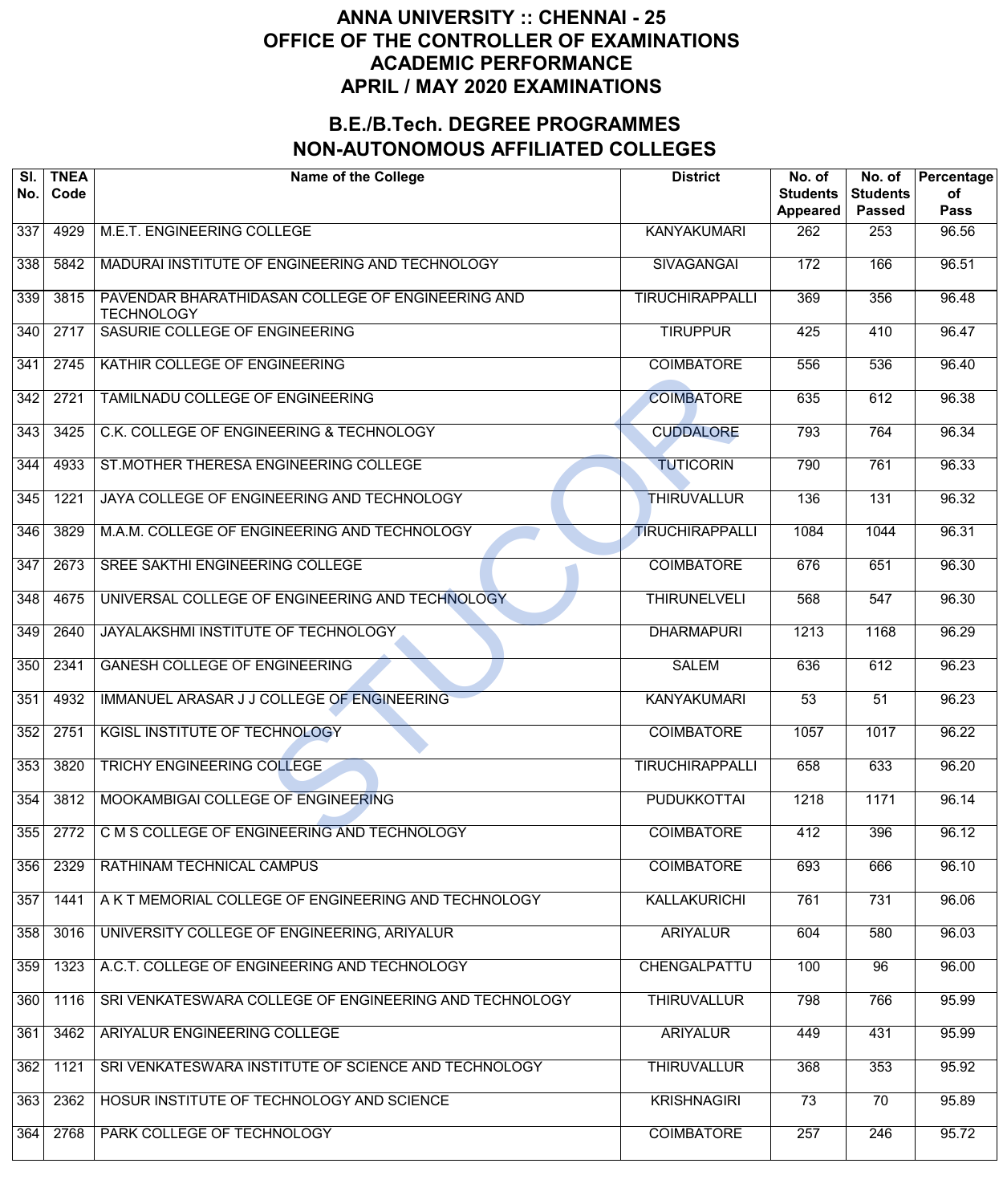# ANNA UNIVERSITY :: CHENNAI - 25
# OFFICE OF THE CONTROLLER OF EXAMINATIONS
# ACADEMIC PERFORMANCE
# APRIL / MAY 2020 EXAMINATIONS

## B.E./B.Tech. DEGREE PROGRAMMES
## NON-AUTONOMOUS AFFILIATED COLLEGES

| Sl. No. | TNEA Code | Name of the College | District | No. of Students Appeared | No. of Students Passed | Percentage of Pass |
|---|---|---|---|---|---|---|
| 337 | 4929 | M.E.T. ENGINEERING COLLEGE | KANYAKUMARI | 262 | 253 | 96.56 |
| 338 | 5842 | MADURAI INSTITUTE OF ENGINEERING AND TECHNOLOGY | SIVAGANGAI | 172 | 166 | 96.51 |
| 339 | 3815 | PAVENDAR BHARATHIDASAN COLLEGE OF ENGINEERING AND TECHNOLOGY | TIRUCHIRAPPALLI | 369 | 356 | 96.48 |
| 340 | 2717 | SASURIE COLLEGE OF ENGINEERING | TIRUPPUR | 425 | 410 | 96.47 |
| 341 | 2745 | KATHIR COLLEGE OF ENGINEERING | COIMBATORE | 556 | 536 | 96.40 |
| 342 | 2721 | TAMILNADU COLLEGE OF ENGINEERING | COIMBATORE | 635 | 612 | 96.38 |
| 343 | 3425 | C.K. COLLEGE OF ENGINEERING & TECHNOLOGY | CUDDALORE | 793 | 764 | 96.34 |
| 344 | 4933 | ST.MOTHER THERESA ENGINEERING COLLEGE | TUTICORIN | 790 | 761 | 96.33 |
| 345 | 1221 | JAYA COLLEGE OF ENGINEERING AND TECHNOLOGY | THIRUVALLUR | 136 | 131 | 96.32 |
| 346 | 3829 | M.A.M. COLLEGE OF ENGINEERING AND TECHNOLOGY | TIRUCHIRAPPALLI | 1084 | 1044 | 96.31 |
| 347 | 2673 | SREE SAKTHI ENGINEERING COLLEGE | COIMBATORE | 676 | 651 | 96.30 |
| 348 | 4675 | UNIVERSAL COLLEGE OF ENGINEERING AND TECHNOLOGY | THIRUNELVELI | 568 | 547 | 96.30 |
| 349 | 2640 | JAYALAKSHMI INSTITUTE OF TECHNOLOGY | DHARMAPURI | 1213 | 1168 | 96.29 |
| 350 | 2341 | GANESH COLLEGE OF ENGINEERING | SALEM | 636 | 612 | 96.23 |
| 351 | 4932 | IMMANUEL ARASAR J J COLLEGE OF ENGINEERING | KANYAKUMARI | 53 | 51 | 96.23 |
| 352 | 2751 | KGISL INSTITUTE OF TECHNOLOGY | COIMBATORE | 1057 | 1017 | 96.22 |
| 353 | 3820 | TRICHY ENGINEERING COLLEGE | TIRUCHIRAPPALLI | 658 | 633 | 96.20 |
| 354 | 3812 | MOOKAMBIGAI COLLEGE OF ENGINEERING | PUDUKKOTTAI | 1218 | 1171 | 96.14 |
| 355 | 2772 | C M S COLLEGE OF ENGINEERING AND TECHNOLOGY | COIMBATORE | 412 | 396 | 96.12 |
| 356 | 2329 | RATHINAM TECHNICAL CAMPUS | COIMBATORE | 693 | 666 | 96.10 |
| 357 | 1441 | A K T MEMORIAL COLLEGE OF ENGINEERING AND TECHNOLOGY | KALLAKURICHI | 761 | 731 | 96.06 |
| 358 | 3016 | UNIVERSITY COLLEGE OF ENGINEERING, ARIYALUR | ARIYALUR | 604 | 580 | 96.03 |
| 359 | 1323 | A.C.T. COLLEGE OF ENGINEERING AND TECHNOLOGY | CHENGALPATTU | 100 | 96 | 96.00 |
| 360 | 1116 | SRI VENKATESWARA COLLEGE OF ENGINEERING AND TECHNOLOGY | THIRUVALLUR | 798 | 766 | 95.99 |
| 361 | 3462 | ARIYALUR ENGINEERING COLLEGE | ARIYALUR | 449 | 431 | 95.99 |
| 362 | 1121 | SRI VENKATESWARA INSTITUTE OF SCIENCE AND TECHNOLOGY | THIRUVALLUR | 368 | 353 | 95.92 |
| 363 | 2362 | HOSUR INSTITUTE OF TECHNOLOGY AND SCIENCE | KRISHNAGIRI | 73 | 70 | 95.89 |
| 364 | 2768 | PARK COLLEGE OF TECHNOLOGY | COIMBATORE | 257 | 246 | 95.72 |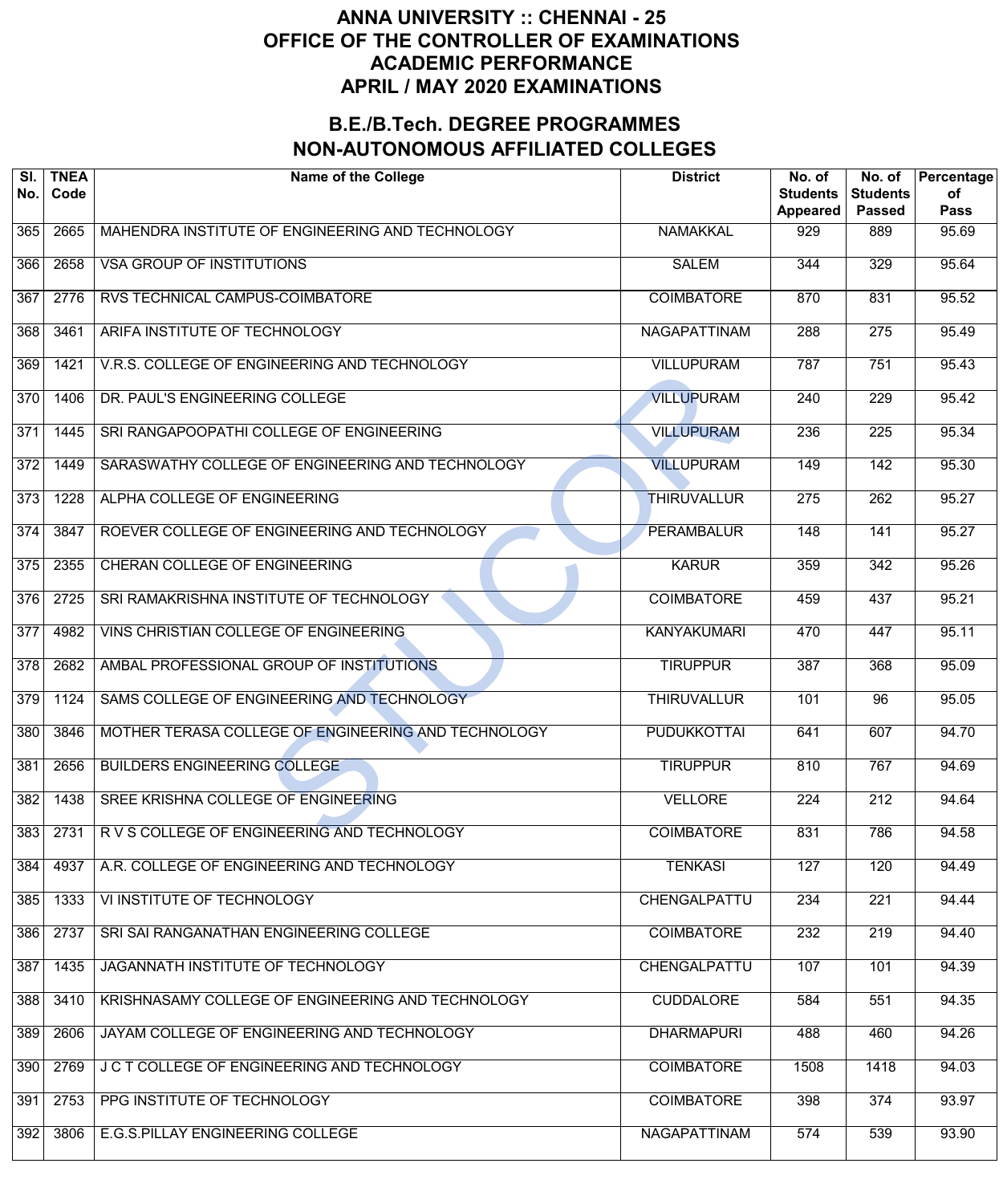# ANNA UNIVERSITY :: CHENNAI - 25
# OFFICE OF THE CONTROLLER OF EXAMINATIONS
# ACADEMIC PERFORMANCE
# APRIL / MAY 2020 EXAMINATIONS

## B.E./B.Tech. DEGREE PROGRAMMES
## NON-AUTONOMOUS AFFILIATED COLLEGES

| Sl. No. | TNEA Code | Name of the College | District | No. of Students Appeared | No. of Students Passed | Percentage of Pass |
|---|---|---|---|---|---|---|
| 365 | 2665 | MAHENDRA INSTITUTE OF ENGINEERING AND TECHNOLOGY | NAMAKKAL | 929 | 889 | 95.69 |
| 366 | 2658 | VSA GROUP OF INSTITUTIONS | SALEM | 344 | 329 | 95.64 |
| 367 | 2776 | RVS TECHNICAL CAMPUS-COIMBATORE | COIMBATORE | 870 | 831 | 95.52 |
| 368 | 3461 | ARIFA INSTITUTE OF TECHNOLOGY | NAGAPATTINAM | 288 | 275 | 95.49 |
| 369 | 1421 | V.R.S. COLLEGE OF ENGINEERING AND TECHNOLOGY | VILLUPURAM | 787 | 751 | 95.43 |
| 370 | 1406 | DR. PAUL'S ENGINEERING COLLEGE | VILLUPURAM | 240 | 229 | 95.42 |
| 371 | 1445 | SRI RANGAPOOPATHI COLLEGE OF ENGINEERING | VILLUPURAM | 236 | 225 | 95.34 |
| 372 | 1449 | SARASWATHY COLLEGE OF ENGINEERING AND TECHNOLOGY | VILLUPURAM | 149 | 142 | 95.30 |
| 373 | 1228 | ALPHA COLLEGE OF ENGINEERING | THIRUVALLUR | 275 | 262 | 95.27 |
| 374 | 3847 | ROEVER COLLEGE OF ENGINEERING AND TECHNOLOGY | PERAMBALUR | 148 | 141 | 95.27 |
| 375 | 2355 | CHERAN COLLEGE OF ENGINEERING | KARUR | 359 | 342 | 95.26 |
| 376 | 2725 | SRI RAMAKRISHNA INSTITUTE OF TECHNOLOGY | COIMBATORE | 459 | 437 | 95.21 |
| 377 | 4982 | VINS CHRISTIAN COLLEGE OF ENGINEERING | KANYAKUMARI | 470 | 447 | 95.11 |
| 378 | 2682 | AMBAL PROFESSIONAL GROUP OF INSTITUTIONS | TIRUPPUR | 387 | 368 | 95.09 |
| 379 | 1124 | SAMS COLLEGE OF ENGINEERING AND TECHNOLOGY | THIRUVALLUR | 101 | 96 | 95.05 |
| 380 | 3846 | MOTHER TERASA COLLEGE OF ENGINEERING AND TECHNOLOGY | PUDUKKOTTAI | 641 | 607 | 94.70 |
| 381 | 2656 | BUILDERS ENGINEERING COLLEGE | TIRUPPUR | 810 | 767 | 94.69 |
| 382 | 1438 | SREE KRISHNA COLLEGE OF ENGINEERING | VELLORE | 224 | 212 | 94.64 |
| 383 | 2731 | R V S COLLEGE OF ENGINEERING AND TECHNOLOGY | COIMBATORE | 831 | 786 | 94.58 |
| 384 | 4937 | A.R. COLLEGE OF ENGINEERING AND TECHNOLOGY | TENKASI | 127 | 120 | 94.49 |
| 385 | 1333 | VI INSTITUTE OF TECHNOLOGY | CHENGALPATTU | 234 | 221 | 94.44 |
| 386 | 2737 | SRI SAI RANGANATHAN ENGINEERING COLLEGE | COIMBATORE | 232 | 219 | 94.40 |
| 387 | 1435 | JAGANNATH INSTITUTE OF TECHNOLOGY | CHENGALPATTU | 107 | 101 | 94.39 |
| 388 | 3410 | KRISHNASAMY COLLEGE OF ENGINEERING AND TECHNOLOGY | CUDDALORE | 584 | 551 | 94.35 |
| 389 | 2606 | JAYAM COLLEGE OF ENGINEERING AND TECHNOLOGY | DHARMAPURI | 488 | 460 | 94.26 |
| 390 | 2769 | J C T COLLEGE OF ENGINEERING AND TECHNOLOGY | COIMBATORE | 1508 | 1418 | 94.03 |
| 391 | 2753 | PPG INSTITUTE OF TECHNOLOGY | COIMBATORE | 398 | 374 | 93.97 |
| 392 | 3806 | E.G.S.PILLAY ENGINEERING COLLEGE | NAGAPATTINAM | 574 | 539 | 93.90 |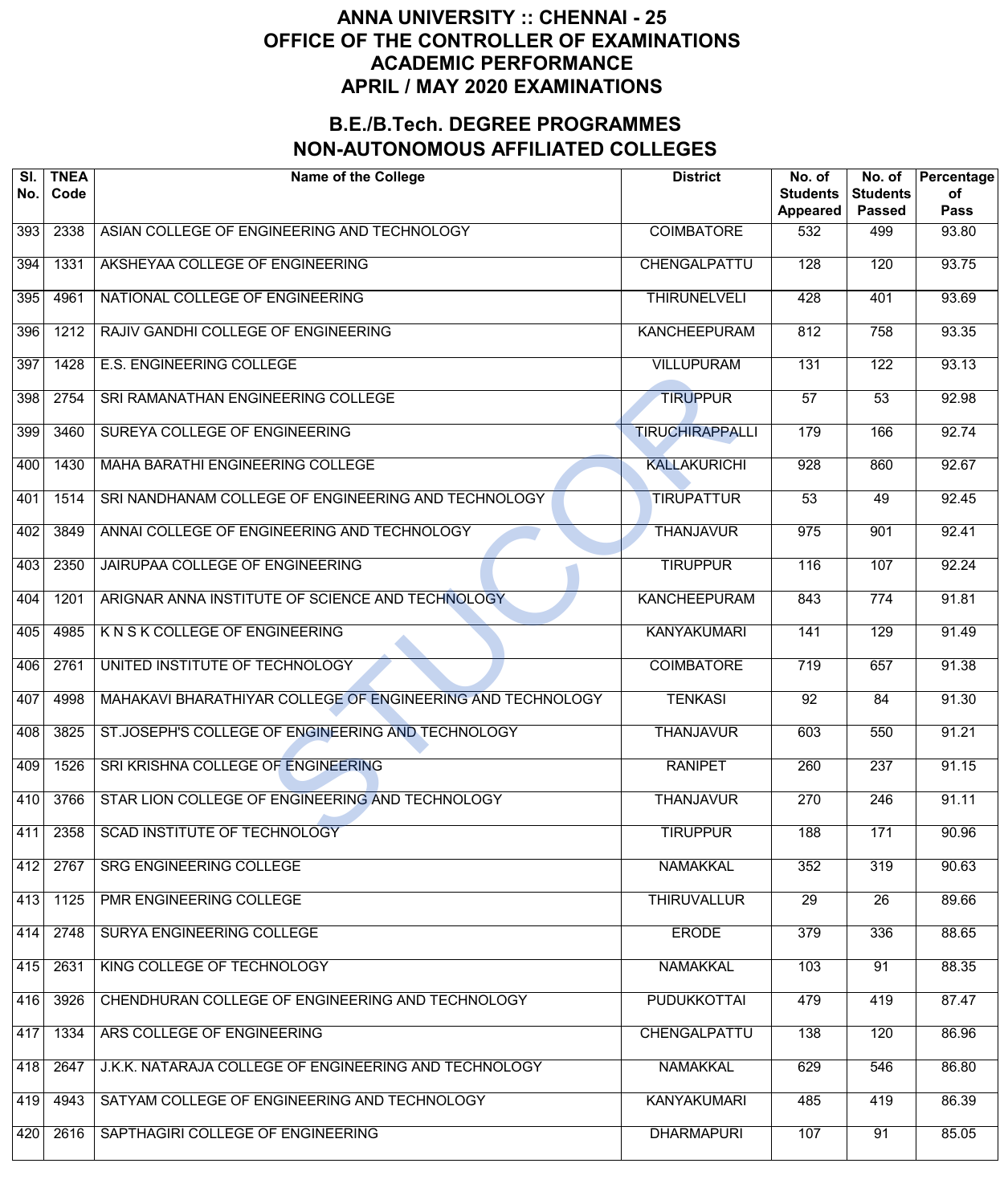# ANNA UNIVERSITY :: CHENNAI - 25
# OFFICE OF THE CONTROLLER OF EXAMINATIONS
# ACADEMIC PERFORMANCE
# APRIL / MAY 2020 EXAMINATIONS

## B.E./B.Tech. DEGREE PROGRAMMES
## NON-AUTONOMOUS AFFILIATED COLLEGES

| Sl. No. | TNEA Code | Name of the College | District | No. of Students Appeared | No. of Students Passed | Percentage of Pass |
|---|---|---|---|---|---|---|
| 393 | 2338 | ASIAN COLLEGE OF ENGINEERING AND TECHNOLOGY | COIMBATORE | 532 | 499 | 93.80 |
| 394 | 1331 | AKSHEYAA COLLEGE OF ENGINEERING | CHENGALPATTU | 128 | 120 | 93.75 |
| 395 | 4961 | NATIONAL COLLEGE OF ENGINEERING | THIRUNELVELI | 428 | 401 | 93.69 |
| 396 | 1212 | RAJIV GANDHI COLLEGE OF ENGINEERING | KANCHEEPURAM | 812 | 758 | 93.35 |
| 397 | 1428 | E.S. ENGINEERING COLLEGE | VILLUPURAM | 131 | 122 | 93.13 |
| 398 | 2754 | SRI RAMANATHAN ENGINEERING COLLEGE | TIRUPPUR | 57 | 53 | 92.98 |
| 399 | 3460 | SUREYA COLLEGE OF ENGINEERING | TIRUCHIRAPPALLI | 179 | 166 | 92.74 |
| 400 | 1430 | MAHA BARATHI ENGINEERING COLLEGE | KALLAKURICHI | 928 | 860 | 92.67 |
| 401 | 1514 | SRI NANDHANAM COLLEGE OF ENGINEERING AND TECHNOLOGY | TIRUPATTUR | 53 | 49 | 92.45 |
| 402 | 3849 | ANNAI COLLEGE OF ENGINEERING AND TECHNOLOGY | THANJAVUR | 975 | 901 | 92.41 |
| 403 | 2350 | JAIRUPAA COLLEGE OF ENGINEERING | TIRUPPUR | 116 | 107 | 92.24 |
| 404 | 1201 | ARIGNAR ANNA INSTITUTE OF SCIENCE AND TECHNOLOGY | KANCHEEPURAM | 843 | 774 | 91.81 |
| 405 | 4985 | K N S K COLLEGE OF ENGINEERING | KANYAKUMARI | 141 | 129 | 91.49 |
| 406 | 2761 | UNITED INSTITUTE OF TECHNOLOGY | COIMBATORE | 719 | 657 | 91.38 |
| 407 | 4998 | MAHAKAVI BHARATHIYAR COLLEGE OF ENGINEERING AND TECHNOLOGY | TENKASI | 92 | 84 | 91.30 |
| 408 | 3825 | ST.JOSEPH'S COLLEGE OF ENGINEERING AND TECHNOLOGY | THANJAVUR | 603 | 550 | 91.21 |
| 409 | 1526 | SRI KRISHNA COLLEGE OF ENGINEERING | RANIPET | 260 | 237 | 91.15 |
| 410 | 3766 | STAR LION COLLEGE OF ENGINEERING AND TECHNOLOGY | THANJAVUR | 270 | 246 | 91.11 |
| 411 | 2358 | SCAD INSTITUTE OF TECHNOLOGY | TIRUPPUR | 188 | 171 | 90.96 |
| 412 | 2767 | SRG ENGINEERING COLLEGE | NAMAKKAL | 352 | 319 | 90.63 |
| 413 | 1125 | PMR ENGINEERING COLLEGE | THIRUVALLUR | 29 | 26 | 89.66 |
| 414 | 2748 | SURYA ENGINEERING COLLEGE | ERODE | 379 | 336 | 88.65 |
| 415 | 2631 | KING COLLEGE OF TECHNOLOGY | NAMAKKAL | 103 | 91 | 88.35 |
| 416 | 3926 | CHENDHURAN COLLEGE OF ENGINEERING AND TECHNOLOGY | PUDUKKOTTAI | 479 | 419 | 87.47 |
| 417 | 1334 | ARS COLLEGE OF ENGINEERING | CHENGALPATTU | 138 | 120 | 86.96 |
| 418 | 2647 | J.K.K. NATARAJA COLLEGE OF ENGINEERING AND TECHNOLOGY | NAMAKKAL | 629 | 546 | 86.80 |
| 419 | 4943 | SATYAM COLLEGE OF ENGINEERING AND TECHNOLOGY | KANYAKUMARI | 485 | 419 | 86.39 |
| 420 | 2616 | SAPTHAGIRI COLLEGE OF ENGINEERING | DHARMAPURI | 107 | 91 | 85.05 |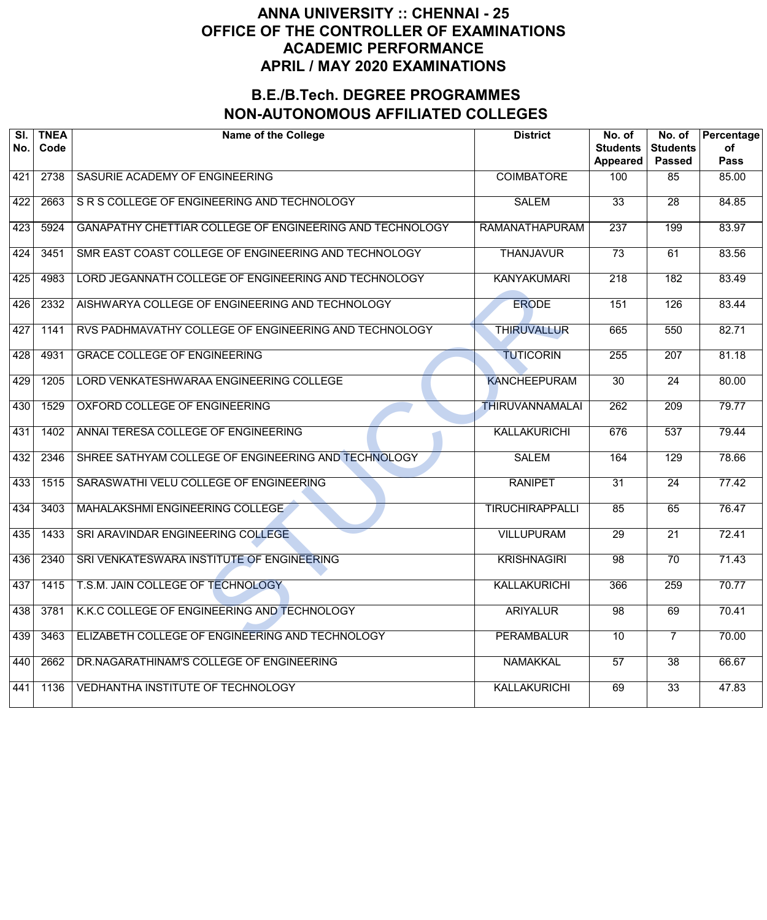# ANNA UNIVERSITY :: CHENNAI - 25
# OFFICE OF THE CONTROLLER OF EXAMINATIONS
# ACADEMIC PERFORMANCE
# APRIL / MAY 2020 EXAMINATIONS

## B.E./B.Tech. DEGREE PROGRAMMES
## NON-AUTONOMOUS AFFILIATED COLLEGES

| Sl. No. | TNEA Code | Name of the College | District | No. of Students Appeared | No. of Students Passed | Percentage of Pass |
|---|---|---|---|---|---|---|
| 421 | 2738 | SASURIE ACADEMY OF ENGINEERING | COIMBATORE | 100 | 85 | 85.00 |
| 422 | 2663 | S R S COLLEGE OF ENGINEERING AND TECHNOLOGY | SALEM | 33 | 28 | 84.85 |
| 423 | 5924 | GANAPATHY CHETTIAR COLLEGE OF ENGINEERING AND TECHNOLOGY | RAMANATHAPURAM | 237 | 199 | 83.97 |
| 424 | 3451 | SMR EAST COAST COLLEGE OF ENGINEERING AND TECHNOLOGY | THANJAVUR | 73 | 61 | 83.56 |
| 425 | 4983 | LORD JEGANNATH COLLEGE OF ENGINEERING AND TECHNOLOGY | KANYAKUMARI | 218 | 182 | 83.49 |
| 426 | 2332 | AISHWARYA COLLEGE OF ENGINEERING AND TECHNOLOGY | ERODE | 151 | 126 | 83.44 |
| 427 | 1141 | RVS PADHMAVATHY COLLEGE OF ENGINEERING AND TECHNOLOGY | THIRUVALLUR | 665 | 550 | 82.71 |
| 428 | 4931 | GRACE COLLEGE OF ENGINEERING | TUTICORIN | 255 | 207 | 81.18 |
| 429 | 1205 | LORD VENKATESHWARAA ENGINEERING COLLEGE | KANCHEEPURAM | 30 | 24 | 80.00 |
| 430 | 1529 | OXFORD COLLEGE OF ENGINEERING | THIRUVANNAMALAI | 262 | 209 | 79.77 |
| 431 | 1402 | ANNAI TERESA COLLEGE OF ENGINEERING | KALLAKURICHI | 676 | 537 | 79.44 |
| 432 | 2346 | SHREE SATHYAM COLLEGE OF ENGINEERING AND TECHNOLOGY | SALEM | 164 | 129 | 78.66 |
| 433 | 1515 | SARASWATHI VELU COLLEGE OF ENGINEERING | RANIPET | 31 | 24 | 77.42 |
| 434 | 3403 | MAHALAKSHMI ENGINEERING COLLEGE | TIRUCHIRAPPALLI | 85 | 65 | 76.47 |
| 435 | 1433 | SRI ARAVINDAR ENGINEERING COLLEGE | VILLUPURAM | 29 | 21 | 72.41 |
| 436 | 2340 | SRI VENKATESWARA INSTITUTE OF ENGINEERING | KRISHNAGIRI | 98 | 70 | 71.43 |
| 437 | 1415 | T.S.M. JAIN COLLEGE OF TECHNOLOGY | KALLAKURICHI | 366 | 259 | 70.77 |
| 438 | 3781 | K.K.C COLLEGE OF ENGINEERING AND TECHNOLOGY | ARIYALUR | 98 | 69 | 70.41 |
| 439 | 3463 | ELIZABETH COLLEGE OF ENGINEERING AND TECHNOLOGY | PERAMBALUR | 10 | 7 | 70.00 |
| 440 | 2662 | DR.NAGARATHINAM'S COLLEGE OF ENGINEERING | NAMAKKAL | 57 | 38 | 66.67 |
| 441 | 1136 | VEDHANTHA INSTITUTE OF TECHNOLOGY | KALLAKURICHI | 69 | 33 | 47.83 |